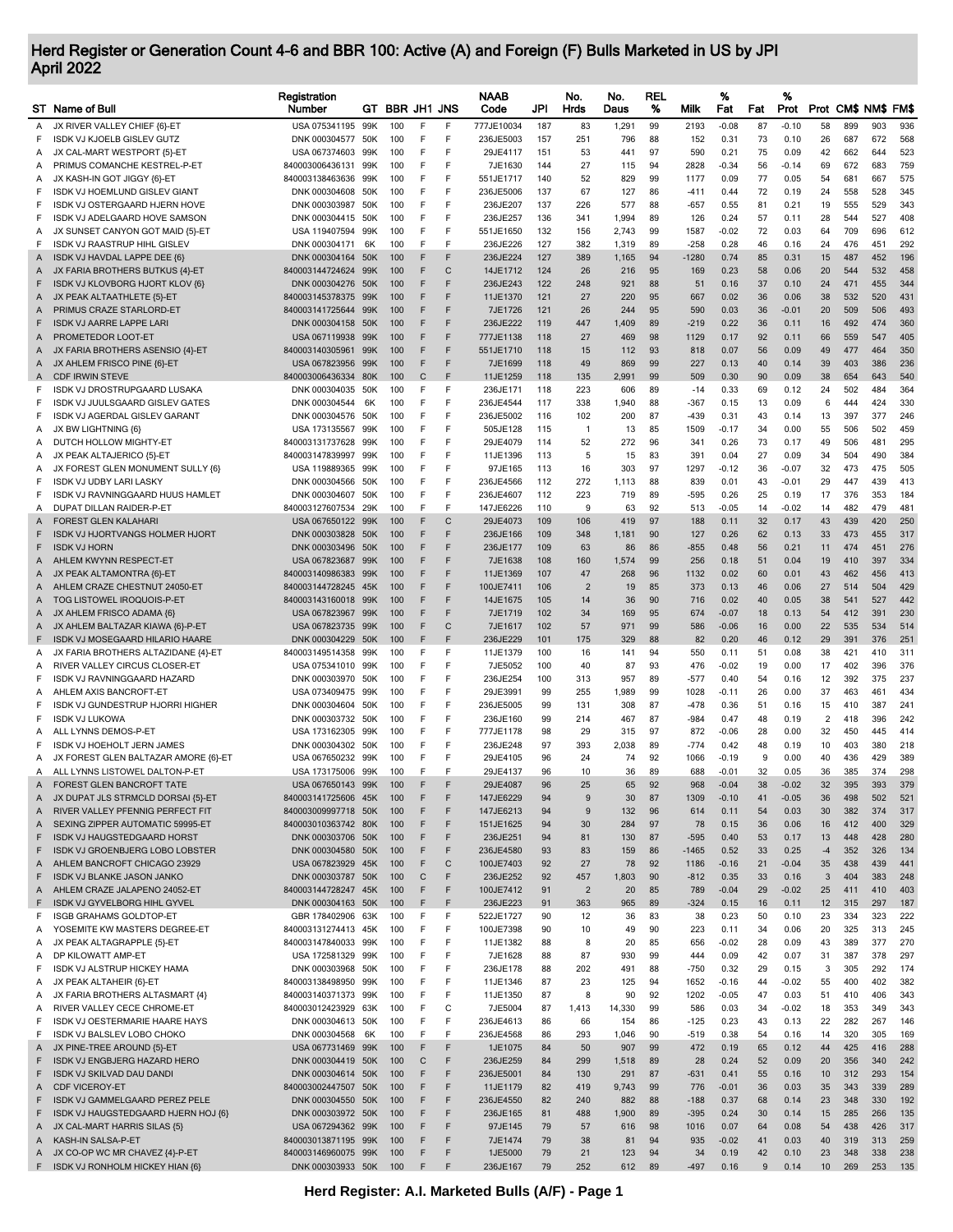# Herd Register or Generation Count 4-6 and BBR 100: Active (A) and Foreign (F) Bulls Marketed in US by JPI
## April 2022

| ST | Name of Bull | Registration Number | GT | BBR | JH1 | JNS | NAAB Code | JPI | No. Hrds | No. Daus | REL % | Milk | % Fat | Fat | % Prot | Prot | CM$ | NM$ | FM$ |
|---|---|---|---|---|---|---|---|---|---|---|---|---|---|---|---|---|---|---|---|
| A | JX RIVER VALLEY CHIEF {6}-ET | USA 075341195 | 99K | 100 | F | F | 777JE10034 | 187 | 83 | 1,291 | 99 | 2193 | -0.08 | 87 | -0.10 | 58 | 899 | 903 | 936 |
| F | ISDK VJ KJOELB GISLEV GUTZ | DNK 000304577 | 50K | 100 | F | F | 236JE5003 | 157 | 251 | 796 | 88 | 152 | 0.31 | 73 | 0.10 | 26 | 687 | 672 | 568 |
| A | JX CAL-MART WESTPORT {5}-ET | USA 067374603 | 99K | 100 | F | F | 29JE4117 | 151 | 53 | 441 | 97 | 590 | 0.21 | 75 | 0.09 | 42 | 662 | 644 | 523 |
| A | PRIMUS COMANCHE KESTREL-P-ET | 840003006436131 | 99K | 100 | F | F | 7JE1630 | 144 | 27 | 115 | 94 | 2828 | -0.34 | 56 | -0.14 | 69 | 672 | 683 | 759 |
| A | JX KASH-IN GOT JIGGY {6}-ET | 840003138463636 | 99K | 100 | F | F | 551JE1717 | 140 | 52 | 829 | 99 | 1177 | 0.09 | 77 | 0.05 | 54 | 681 | 667 | 575 |
| F | ISDK VJ HOEMLUND GISLEV GIANT | DNK 000304608 | 50K | 100 | F | F | 236JE5006 | 137 | 67 | 127 | 86 | -411 | 0.44 | 72 | 0.19 | 24 | 558 | 528 | 345 |
| F | ISDK VJ OSTERGAARD HJERN HOVE | DNK 000303987 | 50K | 100 | F | F | 236JE207 | 137 | 226 | 577 | 88 | -657 | 0.55 | 81 | 0.21 | 19 | 555 | 529 | 343 |
| F | ISDK VJ ADELGAARD HOVE SAMSON | DNK 000304415 | 50K | 100 | F | F | 236JE257 | 136 | 341 | 1,994 | 89 | 126 | 0.24 | 57 | 0.11 | 28 | 544 | 527 | 408 |
| A | JX SUNSET CANYON GOT MAID {5}-ET | USA 119407594 | 99K | 100 | F | F | 551JE1650 | 132 | 156 | 2,743 | 99 | 1587 | -0.02 | 72 | 0.03 | 64 | 709 | 696 | 612 |
| F | ISDK VJ RAASTRUP HIHL GISLEV | DNK 000304171 | 6K | 100 | F | F | 236JE226 | 127 | 382 | 1,319 | 89 | -258 | 0.28 | 46 | 0.16 | 24 | 476 | 451 | 292 |
| A | ISDK VJ HAVDAL LAPPE DEE {6} | DNK 000304164 | 50K | 100 | F | F | 236JE224 | 127 | 389 | 1,165 | 94 | -1280 | 0.74 | 85 | 0.31 | 15 | 487 | 452 | 196 |
| A | JX FARIA BROTHERS BUTKUS {4}-ET | 840003144724624 | 99K | 100 | F | C | 14JE1712 | 124 | 26 | 216 | 95 | 169 | 0.23 | 58 | 0.06 | 20 | 544 | 532 | 458 |
| F | ISDK VJ KLOVBORG HJORT KLOV {6} | DNK 000304276 | 50K | 100 | F | F | 236JE243 | 122 | 248 | 921 | 88 | 51 | 0.16 | 37 | 0.10 | 24 | 471 | 455 | 344 |
| A | JX PEAK ALTAATHLETE {5}-ET | 840003145378375 | 99K | 100 | F | F | 11JE1370 | 121 | 27 | 220 | 95 | 667 | 0.02 | 36 | 0.06 | 38 | 532 | 520 | 431 |
| A | PRIMUS CRAZE STARLORD-ET | 840003141725644 | 99K | 100 | F | F | 7JE1726 | 121 | 26 | 244 | 95 | 590 | 0.03 | 36 | -0.01 | 20 | 509 | 506 | 493 |
| F | ISDK VJ AARRE LAPPE LARI | DNK 000304158 | 50K | 100 | F | F | 236JE222 | 119 | 447 | 1,409 | 89 | -219 | 0.22 | 36 | 0.11 | 16 | 492 | 474 | 360 |
| A | PROMETEDOR LOOT-ET | USA 067119938 | 99K | 100 | F | F | 777JE1138 | 118 | 27 | 469 | 98 | 1129 | 0.17 | 92 | 0.11 | 66 | 559 | 547 | 405 |
| A | JX FARIA BROTHERS ASENSIO {4}-ET | 840003140305961 | 99K | 100 | F | F | 551JE1710 | 118 | 15 | 112 | 93 | 818 | 0.07 | 56 | 0.09 | 49 | 477 | 464 | 350 |
| A | JX AHLEM FRISCO PINE {6}-ET | USA 067823956 | 99K | 100 | F | F | 7JE1699 | 118 | 49 | 869 | 99 | 227 | 0.13 | 40 | 0.14 | 39 | 403 | 386 | 236 |
| A | CDF IRWIN STEVE | 840003006436334 | 80K | 100 | C | F | 11JE1259 | 118 | 135 | 2,991 | 99 | 509 | 0.30 | 90 | 0.09 | 38 | 654 | 643 | 540 |
| F | ISDK VJ DROSTRUPGAARD LUSAKA | DNK 000304035 | 50K | 100 | F | F | 236JE171 | 118 | 223 | 606 | 89 | -14 | 0.33 | 69 | 0.12 | 24 | 502 | 484 | 364 |
| F | ISDK VJ JUULSGAARD GISLEV GATES | DNK 000304544 | 6K | 100 | F | F | 236JE4544 | 117 | 338 | 1,940 | 88 | -367 | 0.15 | 13 | 0.09 | 6 | 444 | 424 | 330 |
| F | ISDK VJ AGERDAL GISLEV GARANT | DNK 000304576 | 50K | 100 | F | F | 236JE5002 | 116 | 102 | 200 | 87 | -439 | 0.31 | 43 | 0.14 | 13 | 397 | 377 | 246 |
| A | JX BW LIGHTNING {6} | USA 173135567 | 99K | 100 | F | F | 505JE128 | 115 | 1 | 13 | 85 | 1509 | -0.17 | 34 | 0.00 | 55 | 506 | 502 | 459 |
| A | DUTCH HOLLOW MIGHTY-ET | 840003131737628 | 99K | 100 | F | F | 29JE4079 | 114 | 52 | 272 | 96 | 341 | 0.26 | 73 | 0.17 | 49 | 506 | 481 | 295 |
| A | JX PEAK ALTAJERICO {5}-ET | 840003147839997 | 99K | 100 | F | F | 11JE1396 | 113 | 5 | 15 | 83 | 391 | 0.04 | 27 | 0.09 | 34 | 504 | 490 | 384 |
| A | JX FOREST GLEN MONUMENT SULLY {6} | USA 119889365 | 99K | 100 | F | F | 97JE165 | 113 | 16 | 303 | 97 | 1297 | -0.12 | 36 | -0.07 | 32 | 473 | 475 | 505 |
| F | ISDK VJ UDBY LARI LASKY | DNK 000304566 | 50K | 100 | F | F | 236JE4566 | 112 | 272 | 1,113 | 88 | 839 | 0.01 | 43 | -0.01 | 29 | 447 | 439 | 413 |
| F | ISDK VJ RAVNINGGAARD HUUS HAMLET | DNK 000304607 | 50K | 100 | F | F | 236JE4607 | 112 | 223 | 719 | 89 | -595 | 0.26 | 25 | 0.19 | 17 | 376 | 353 | 184 |
| A | DUPAT DILLAN RAIDER-P-ET | 840003127607534 | 29K | 100 | F | F | 147JE6226 | 110 | 9 | 63 | 92 | 513 | -0.05 | 14 | -0.02 | 14 | 482 | 479 | 481 |
| A | FOREST GLEN KALAHARI | USA 067650122 | 99K | 100 | F | C | 29JE4073 | 109 | 106 | 419 | 97 | 188 | 0.11 | 32 | 0.17 | 43 | 439 | 420 | 250 |
| F | ISDK VJ HJORTVANGS HOLMER HJORT | DNK 000303828 | 50K | 100 | F | F | 236JE166 | 109 | 348 | 1,181 | 90 | 127 | 0.26 | 62 | 0.13 | 33 | 473 | 455 | 317 |
| F | ISDK VJ HORN | DNK 000303496 | 50K | 100 | F | F | 236JE177 | 109 | 63 | 86 | 86 | -855 | 0.48 | 56 | 0.21 | 11 | 474 | 451 | 276 |
| A | AHLEM KWYNN RESPECT-ET | USA 067823687 | 99K | 100 | F | F | 7JE1638 | 108 | 160 | 1,574 | 99 | 256 | 0.18 | 51 | 0.04 | 19 | 410 | 397 | 334 |
| A | JX PEAK ALTAMONTRA {6}-ET | 840003140986383 | 99K | 100 | F | F | 11JE1369 | 107 | 47 | 268 | 96 | 1132 | 0.02 | 60 | 0.01 | 43 | 462 | 456 | 413 |
| A | AHLEM CRAZE CHESTNUT 24050-ET | 840003144728245 | 45K | 100 | F | F | 100JE7411 | 106 | 2 | 19 | 85 | 373 | 0.13 | 46 | 0.06 | 27 | 514 | 504 | 429 |
| A | TOG LISTOWEL IROQUOIS-P-ET | 840003143160018 | 99K | 100 | F | F | 14JE1675 | 105 | 14 | 36 | 90 | 716 | 0.02 | 40 | 0.05 | 38 | 541 | 527 | 442 |
| A | JX AHLEM FRISCO ADAMA {6} | USA 067823967 | 99K | 100 | F | F | 7JE1719 | 102 | 34 | 169 | 95 | 674 | -0.07 | 18 | 0.13 | 54 | 412 | 391 | 230 |
| A | JX AHLEM BALTAZAR KIAWA {6}-P-ET | USA 067823735 | 99K | 100 | F | C | 7JE1617 | 102 | 57 | 971 | 99 | 586 | -0.06 | 16 | 0.00 | 22 | 535 | 534 | 514 |
| F | ISDK VJ MOSEGAARD HILARIO HAARE | DNK 000304229 | 50K | 100 | F | F | 236JE229 | 101 | 175 | 329 | 88 | 82 | 0.20 | 46 | 0.12 | 29 | 391 | 376 | 251 |
| A | JX FARIA BROTHERS ALTAZIDANE {4}-ET | 840003149514358 | 99K | 100 | F | F | 11JE1379 | 100 | 16 | 141 | 94 | 550 | 0.11 | 51 | 0.08 | 38 | 421 | 410 | 311 |
| A | RIVER VALLEY CIRCUS CLOSER-ET | USA 075341010 | 99K | 100 | F | F | 7JE5052 | 100 | 40 | 87 | 93 | 476 | -0.02 | 19 | 0.00 | 17 | 402 | 396 | 376 |
| F | ISDK VJ RAVNINGGAARD HAZARD | DNK 000303970 | 50K | 100 | F | F | 236JE254 | 100 | 313 | 957 | 89 | -577 | 0.40 | 54 | 0.16 | 12 | 392 | 375 | 237 |
| A | AHLEM AXIS BANCROFT-ET | USA 073409475 | 99K | 100 | F | F | 29JE3991 | 99 | 255 | 1,989 | 99 | 1028 | -0.11 | 26 | 0.00 | 37 | 463 | 461 | 434 |
| F | ISDK VJ GUNDESTRUP HJORRI HIGHER | DNK 000304604 | 50K | 100 | F | F | 236JE5005 | 99 | 131 | 308 | 87 | -478 | 0.36 | 51 | 0.16 | 15 | 410 | 387 | 241 |
| F | ISDK VJ LUKOWA | DNK 000303732 | 50K | 100 | F | F | 236JE160 | 99 | 214 | 467 | 87 | -984 | 0.47 | 48 | 0.19 | 2 | 418 | 396 | 242 |
| A | ALL LYNNS DEMOS-P-ET | USA 173162305 | 99K | 100 | F | F | 777JE1178 | 98 | 29 | 315 | 97 | 872 | -0.06 | 28 | 0.00 | 32 | 450 | 445 | 414 |
| F | ISDK VJ HOEHOLT JERN JAMES | DNK 000304302 | 50K | 100 | F | F | 236JE248 | 97 | 393 | 2,038 | 89 | -774 | 0.42 | 48 | 0.19 | 10 | 403 | 380 | 218 |
| A | JX FOREST GLEN BALTAZAR AMORE {6}-ET | USA 067650232 | 99K | 100 | F | F | 29JE4105 | 96 | 24 | 74 | 92 | 1066 | -0.19 | 9 | 0.00 | 40 | 436 | 429 | 389 |
| A | ALL LYNNS LISTOWEL DALTON-P-ET | USA 173175006 | 99K | 100 | F | F | 29JE4137 | 96 | 10 | 36 | 89 | 688 | -0.01 | 32 | 0.05 | 36 | 385 | 374 | 298 |
| A | FOREST GLEN BANCROFT TATE | USA 067650143 | 99K | 100 | F | F | 29JE4087 | 96 | 25 | 65 | 92 | 968 | -0.04 | 38 | -0.02 | 32 | 395 | 393 | 379 |
| A | JX DUPAT JLS STRMCLD DORSAI {5}-ET | 840003141725606 | 45K | 100 | F | F | 147JE6229 | 94 | 9 | 30 | 87 | 1309 | -0.10 | 41 | -0.05 | 36 | 498 | 502 | 521 |
| A | RIVER VALLEY PFENNIG PERFECT FIT | 840003009997718 | 50K | 100 | F | F | 147JE6213 | 94 | 9 | 132 | 96 | 614 | 0.11 | 54 | 0.03 | 30 | 382 | 374 | 317 |
| A | SEXING ZIPPER AUTOMATIC 59995-ET | 840003010363742 | 80K | 100 | F | F | 151JE1625 | 94 | 30 | 284 | 97 | 78 | 0.15 | 36 | 0.06 | 16 | 412 | 400 | 329 |
| F | ISDK VJ HAUGSTEDGAARD HORST | DNK 000303706 | 50K | 100 | F | F | 236JE251 | 94 | 81 | 130 | 87 | -595 | 0.40 | 53 | 0.17 | 13 | 448 | 428 | 280 |
| F | ISDK VJ GROENBJERG LOBO LOBSTER | DNK 000304580 | 50K | 100 | F | F | 236JE4580 | 93 | 83 | 159 | 86 | -1465 | 0.52 | 33 | 0.25 | -4 | 352 | 326 | 134 |
| A | AHLEM BANCROFT CHICAGO 23929 | USA 067823929 | 45K | 100 | F | C | 100JE7403 | 92 | 27 | 78 | 92 | 1186 | -0.16 | 21 | -0.04 | 35 | 438 | 439 | 441 |
| F | ISDK VJ BLANKE JASON JANKO | DNK 000303787 | 50K | 100 | C | F | 236JE252 | 92 | 457 | 1,803 | 90 | -812 | 0.35 | 33 | 0.16 | 3 | 404 | 383 | 248 |
| A | AHLEM CRAZE JALAPENO 24052-ET | 840003144728247 | 45K | 100 | F | F | 100JE7412 | 91 | 2 | 20 | 85 | 789 | -0.04 | 29 | -0.02 | 25 | 411 | 410 | 403 |
| F | ISDK VJ GYVELBORG HIHL GYVEL | DNK 000304163 | 50K | 100 | F | F | 236JE223 | 91 | 363 | 965 | 89 | -324 | 0.15 | 16 | 0.11 | 12 | 315 | 297 | 187 |
| F | ISGB GRAHAMS GOLDTOP-ET | GBR 178402906 | 63K | 100 | F | F | 522JE1727 | 90 | 12 | 36 | 83 | 38 | 0.23 | 50 | 0.10 | 23 | 334 | 323 | 222 |
| A | YOSEMITE KW MASTERS DEGREE-ET | 840003131274413 | 45K | 100 | F | F | 100JE7398 | 90 | 10 | 49 | 90 | 223 | 0.11 | 34 | 0.06 | 20 | 325 | 313 | 245 |
| A | JX PEAK ALTAGRAPPLE {5}-ET | 840003147840033 | 99K | 100 | F | F | 11JE1382 | 88 | 8 | 20 | 85 | 656 | -0.02 | 28 | 0.09 | 43 | 389 | 377 | 270 |
| A | DP KILOWATT AMP-ET | USA 172581329 | 99K | 100 | F | F | 7JE1628 | 88 | 87 | 930 | 99 | 444 | 0.09 | 42 | 0.07 | 31 | 387 | 378 | 297 |
| F | ISDK VJ ALSTRUP HICKEY HAMA | DNK 000303968 | 50K | 100 | F | F | 236JE178 | 88 | 202 | 491 | 88 | -750 | 0.32 | 29 | 0.15 | 3 | 305 | 292 | 174 |
| A | JX PEAK ALTAHEIR {6}-ET | 840003138498950 | 99K | 100 | F | F | 11JE1346 | 87 | 23 | 125 | 94 | 1652 | -0.16 | 44 | -0.02 | 55 | 400 | 402 | 382 |
| A | JX FARIA BROTHERS ALTASMART {4} | 840003140371373 | 99K | 100 | F | F | 11JE1350 | 87 | 8 | 90 | 92 | 1202 | -0.05 | 47 | 0.03 | 51 | 410 | 406 | 343 |
| A | RIVER VALLEY CECE CHROME-ET | 840003012423929 | 63K | 100 | F | C | 7JE5004 | 87 | 1,413 | 14,330 | 99 | 586 | 0.03 | 34 | -0.02 | 18 | 353 | 349 | 343 |
| F | ISDK VJ OESTERMARIE HAARE HAYS | DNK 000304613 | 50K | 100 | F | F | 236JE4613 | 86 | 66 | 154 | 86 | -125 | 0.23 | 43 | 0.13 | 22 | 282 | 267 | 146 |
| F | ISDK VJ BALSLEV LOBO CHOKO | DNK 000304568 | 6K | 100 | F | F | 236JE4568 | 86 | 293 | 1,046 | 90 | -519 | 0.38 | 54 | 0.16 | 14 | 320 | 305 | 169 |
| A | JX PINE-TREE AROUND {5}-ET | USA 067731469 | 99K | 100 | F | F | 1JE1075 | 84 | 50 | 907 | 99 | 472 | 0.19 | 65 | 0.12 | 44 | 425 | 416 | 288 |
| F | ISDK VJ ENGBJERG HAZARD HERO | DNK 000304419 | 50K | 100 | C | F | 236JE259 | 84 | 299 | 1,518 | 89 | 28 | 0.24 | 52 | 0.09 | 20 | 356 | 340 | 242 |
| F | ISDK VJ SKILVAD DAU DANDI | DNK 000304614 | 50K | 100 | F | F | 236JE5001 | 84 | 130 | 291 | 87 | -631 | 0.41 | 55 | 0.16 | 10 | 312 | 293 | 154 |
| A | CDF VICEROY-ET | 840003002447507 | 50K | 100 | F | F | 11JE1179 | 82 | 419 | 9,743 | 99 | 776 | -0.01 | 36 | 0.03 | 35 | 343 | 339 | 289 |
| F | ISDK VJ GAMMELGAARD PEREZ PELE | DNK 000304550 | 50K | 100 | F | F | 236JE4550 | 82 | 240 | 882 | 88 | -188 | 0.37 | 68 | 0.14 | 23 | 348 | 330 | 192 |
| F | ISDK VJ HAUGSTEDGAARD HJERN HOJ {6} | DNK 000303972 | 50K | 100 | F | F | 236JE165 | 81 | 488 | 1,900 | 89 | -395 | 0.24 | 30 | 0.14 | 15 | 285 | 266 | 135 |
| A | JX CAL-MART HARRIS SILAS {5} | USA 067294362 | 99K | 100 | F | F | 97JE145 | 79 | 57 | 616 | 98 | 1016 | 0.07 | 64 | 0.08 | 54 | 438 | 426 | 317 |
| A | KASH-IN SALSA-P-ET | 840003013871195 | 99K | 100 | F | F | 7JE1474 | 79 | 38 | 81 | 94 | 935 | -0.02 | 41 | 0.03 | 40 | 319 | 313 | 259 |
| A | JX CO-OP WC MR CHAVEZ {4}-P-ET | 840003146960075 | 99K | 100 | F | F | 1JE5000 | 79 | 21 | 123 | 94 | 34 | 0.19 | 42 | 0.10 | 23 | 348 | 338 | 238 |
| F | ISDK VJ RONHOLM HICKEY HIAN {6} | DNK 000303933 | 50K | 100 | F | F | 236JE167 | 79 | 252 | 612 | 89 | -497 | 0.16 | 9 | 0.14 | 10 | 269 | 253 | 135 |

Herd Register: A.I. Marketed Bulls (A/F) - Page 1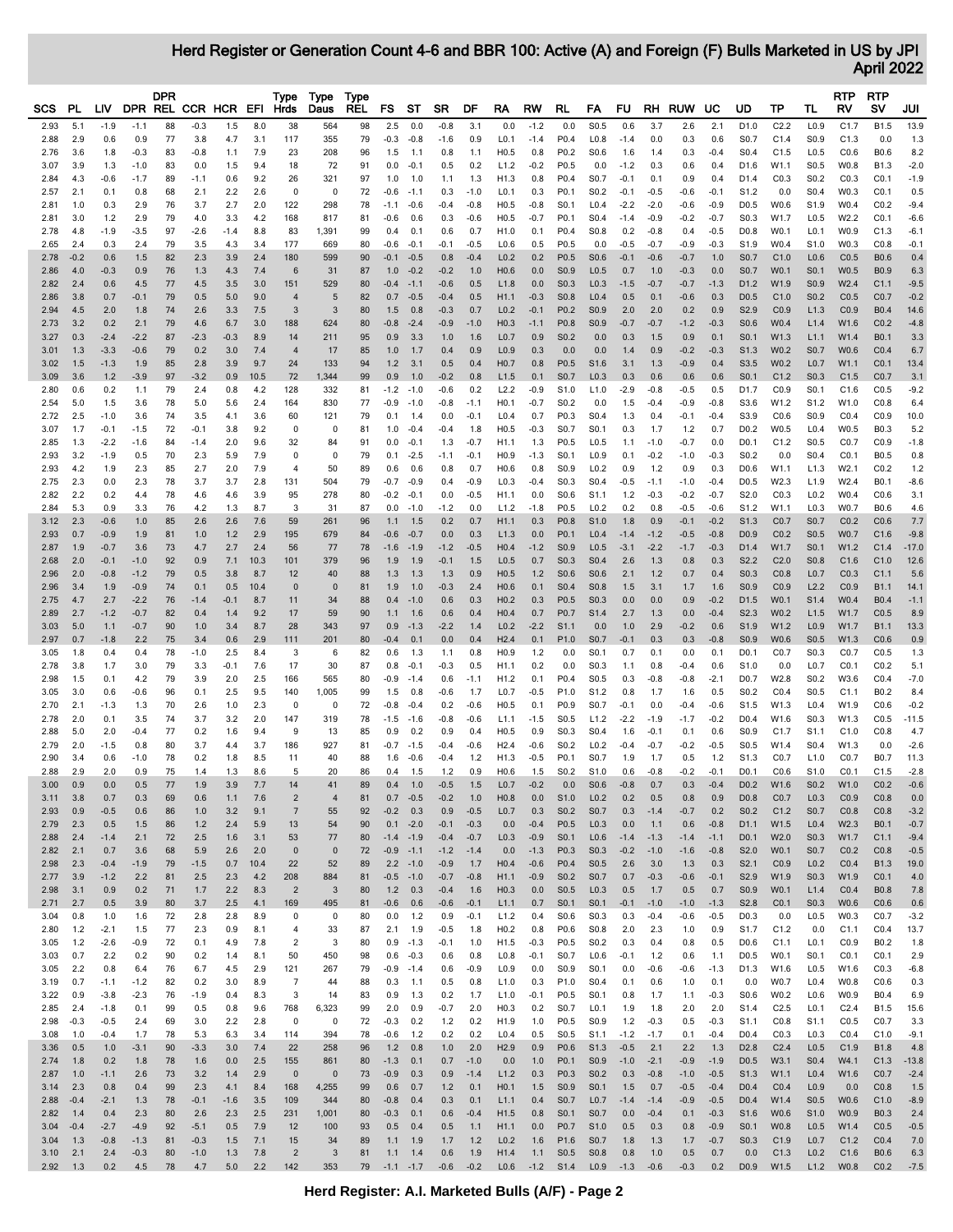# Herd Register or Generation Count 4-6 and BBR 100: Active (A) and Foreign (F) Bulls Marketed in US by JPI April 2022

| SCS | PL | LIV | DPR | DPR REL | CCR | HCR | EFI | Type Hrds | Type Daus | Type REL | FS | ST | SR | DF | RA | RW | RL | FA | FU | RH | RUW | UC | UD | TP | TL | RTP RV | RTP SV | JUI |
|---|---|---|---|---|---|---|---|---|---|---|---|---|---|---|---|---|---|---|---|---|---|---|---|---|---|---|---|---|
| 2.93 | 5.1 | -1.9 | -1.1 | 88 | -0.3 | 1.5 | 8.0 | 38 | 564 | 98 | 2.5 | 0.0 | -0.8 | 3.1 | 0.0 | -1.2 | 0.0 | S0.5 | 0.6 | 3.7 | 2.6 | 2.1 | D1.0 | C2.2 | L0.9 | C1.7 | B1.5 | 13.9 |
| 2.88 | 2.9 | 0.6 | 0.9 | 77 | 3.8 | 4.7 | 3.1 | 117 | 355 | 79 | -0.3 | -0.8 | -1.6 | 0.9 | L0.1 | -1.4 | P0.4 | L0.8 | -1.4 | 0.0 | 0.3 | 0.6 | S0.7 | C1.4 | S0.9 | C1.3 | 0.0 | 1.3 |
| 2.76 | 3.6 | 1.8 | -0.3 | 83 | -0.8 | 1.1 | 7.9 | 23 | 208 | 96 | 1.5 | 1.1 | 0.8 | 1.1 | H0.5 | 0.8 | P0.2 | S0.6 | 1.6 | 1.4 | 0.3 | -0.4 | S0.4 | C1.5 | L0.5 | C0.6 | B0.6 | 8.2 |
| 3.07 | 3.9 | 1.3 | -1.0 | 83 | 0.0 | 1.5 | 9.4 | 18 | 72 | 91 | 0.0 | -0.1 | 0.5 | 0.2 | L1.2 | -0.2 | P0.5 | 0.0 | -1.2 | 0.3 | 0.6 | 0.4 | D1.6 | W1.1 | S0.5 | W0.8 | B1.3 | -2.0 |
| 2.84 | 4.3 | -0.6 | -1.7 | 89 | -1.1 | 0.6 | 9.2 | 26 | 321 | 97 | 1.0 | 1.0 | 1.1 | 1.3 | H1.3 | 0.8 | P0.4 | S0.7 | -0.1 | 0.1 | 0.9 | 0.4 | D1.4 | C0.3 | S0.2 | C0.3 | C0.1 | -1.9 |
| 2.57 | 2.1 | 0.1 | 0.8 | 68 | 2.1 | 2.2 | 2.6 | 0 | 0 | 72 | -0.6 | -1.1 | 0.3 | -1.0 | L0.1 | 0.3 | P0.1 | S0.2 | -0.1 | -0.5 | -0.6 | -0.1 | S1.2 | 0.0 | S0.4 | W0.3 | C0.1 | 0.5 |
| 2.81 | 1.0 | 0.3 | 2.9 | 76 | 3.7 | 2.7 | 2.0 | 122 | 298 | 78 | -1.1 | -0.6 | -0.4 | -0.8 | H0.5 | -0.8 | S0.1 | L0.4 | -2.2 | -2.0 | -0.6 | -0.9 | D0.5 | W0.6 | S1.9 | W0.4 | C0.2 | -9.4 |
| 2.81 | 3.0 | 1.2 | 2.9 | 79 | 4.0 | 3.3 | 4.2 | 168 | 817 | 81 | -0.6 | 0.6 | 0.3 | -0.6 | H0.5 | -0.7 | P0.1 | S0.4 | -1.4 | -0.9 | -0.2 | -0.7 | S0.3 | W1.7 | L0.5 | W2.2 | C0.1 | -6.6 |
| 2.78 | 4.8 | -1.9 | -3.5 | 97 | -2.6 | -1.4 | 8.8 | 83 | 1,391 | 99 | 0.4 | 0.1 | 0.6 | 0.7 | H1.0 | 0.1 | P0.4 | S0.8 | 0.2 | -0.8 | 0.4 | -0.5 | D0.8 | W0.1 | L0.1 | W0.9 | C1.3 | -6.1 |
| 2.65 | 2.4 | 0.3 | 2.4 | 79 | 3.5 | 4.3 | 3.4 | 177 | 669 | 80 | -0.6 | -0.1 | -0.1 | -0.5 | L0.6 | 0.5 | P0.5 | 0.0 | -0.5 | -0.7 | -0.9 | -0.3 | S1.9 | W0.4 | S1.0 | W0.3 | C0.8 | -0.1 |
| 2.78 | -0.2 | 0.6 | 1.5 | 82 | 2.3 | 3.9 | 2.4 | 180 | 599 | 90 | -0.1 | -0.5 | 0.8 | -0.4 | L0.2 | 0.2 | P0.5 | S0.6 | -0.1 | -0.6 | -0.7 | 1.0 | S0.7 | C1.0 | L0.6 | C0.5 | B0.6 | 0.4 |
| 2.86 | 4.0 | -0.3 | 0.9 | 76 | 1.3 | 4.3 | 7.4 | 6 | 31 | 87 | 1.0 | -0.2 | -0.2 | 1.0 | H0.6 | 0.0 | S0.9 | L0.5 | 0.7 | 1.0 | -0.3 | 0.0 | S0.7 | W0.1 | S0.1 | W0.5 | B0.9 | 6.3 |
| 2.82 | 2.4 | 0.6 | 4.5 | 77 | 4.5 | 3.5 | 3.0 | 151 | 529 | 80 | -0.4 | -1.1 | -0.6 | 0.5 | L1.8 | 0.0 | S0.3 | L0.3 | -1.5 | -0.7 | -0.7 | -1.3 | D1.2 | W1.9 | S0.9 | W2.4 | C1.1 | -9.5 |
| 2.86 | 3.8 | 0.7 | -0.1 | 79 | 0.5 | 5.0 | 9.0 | 4 | 5 | 82 | 0.7 | -0.5 | -0.4 | 0.5 | H1.1 | -0.3 | S0.8 | L0.4 | 0.5 | 0.1 | -0.6 | 0.3 | D0.5 | C1.0 | S0.2 | C0.5 | C0.7 | -0.2 |
| 2.94 | 4.5 | 2.0 | 1.8 | 74 | 2.6 | 3.3 | 7.5 | 3 | 3 | 80 | 1.5 | 0.8 | -0.3 | 0.7 | L0.2 | -0.1 | P0.2 | S0.9 | 2.0 | 2.0 | 0.2 | 0.9 | S2.9 | C0.9 | L1.3 | C0.9 | B0.4 | 14.6 |
| 2.73 | 3.2 | 0.2 | 2.1 | 79 | 4.6 | 6.7 | 3.0 | 188 | 624 | 80 | -0.8 | -2.4 | -0.9 | -1.0 | H0.3 | -1.1 | P0.8 | S0.9 | -0.7 | -0.7 | -1.2 | -0.3 | S0.6 | W0.4 | L1.4 | W1.6 | C0.2 | -4.8 |
| 3.27 | 0.3 | -2.4 | -2.2 | 87 | -2.3 | -0.3 | 8.9 | 14 | 211 | 95 | 0.9 | 3.3 | 1.0 | 1.6 | L0.7 | 0.9 | S0.2 | 0.0 | 0.3 | 1.5 | 0.9 | 0.1 | S0.1 | W1.3 | L1.1 | W1.4 | B0.1 | 3.3 |
| 3.01 | 1.3 | -3.3 | -0.6 | 79 | 0.2 | 3.0 | 7.4 | 4 | 17 | 85 | 1.0 | 1.7 | 0.4 | 0.9 | L0.9 | 0.3 | 0.0 | 0.0 | 1.4 | 0.9 | -0.2 | -0.3 | S1.3 | W0.2 | S0.7 | W0.6 | C0.4 | 6.7 |
| 3.02 | 1.5 | -1.3 | 1.9 | 85 | 2.8 | 3.9 | 9.7 | 24 | 133 | 94 | 1.2 | 3.1 | 0.5 | 0.4 | H0.7 | 0.8 | P0.5 | S1.6 | 3.1 | 1.3 | -0.9 | 0.4 | S3.5 | W0.2 | L0.7 | W1.1 | C0.1 | 13.4 |
| 3.09 | 3.6 | 1.2 | -3.9 | 97 | -3.2 | 0.9 | 10.5 | 72 | 1,344 | 99 | 0.9 | 1.0 | -0.2 | 0.8 | L1.5 | 0.1 | S0.7 | L0.3 | 0.3 | 0.6 | 0.6 | 0.6 | S0.1 | C1.2 | S0.3 | C1.5 | C0.7 | 3.1 |
| 2.80 | 0.6 | 0.2 | 1.1 | 79 | 2.4 | 0.8 | 4.2 | 128 | 332 | 81 | -1.2 | -1.0 | -0.6 | 0.2 | L2.2 | -0.9 | S1.0 | L1.0 | -2.9 | -0.8 | -0.5 | 0.5 | D1.7 | C0.9 | S0.1 | C1.6 | C0.5 | -9.2 |
| 2.54 | 5.0 | 1.5 | 3.6 | 78 | 5.0 | 5.6 | 2.4 | 164 | 830 | 77 | -0.9 | -1.0 | -0.8 | -1.1 | H0.1 | -0.7 | S0.2 | 0.0 | 1.5 | -0.4 | -0.9 | -0.8 | S3.6 | W1.2 | S1.2 | W1.0 | C0.8 | 6.4 |
| 2.72 | 2.5 | -1.0 | 3.6 | 74 | 3.5 | 4.1 | 3.6 | 60 | 121 | 79 | 0.1 | 1.4 | 0.0 | -0.1 | L0.4 | 0.7 | P0.3 | S0.4 | 1.3 | 0.4 | -0.1 | -0.4 | S3.9 | C0.6 | S0.9 | C0.4 | C0.9 | 10.0 |
| 3.07 | 1.7 | -0.1 | -1.5 | 72 | -0.1 | 3.8 | 9.2 | 0 | 0 | 81 | 1.0 | -0.4 | -0.4 | 1.8 | H0.5 | -0.3 | S0.7 | S0.1 | 0.3 | 1.7 | 1.2 | 0.7 | D0.2 | W0.5 | L0.4 | W0.5 | B0.3 | 5.2 |
| 2.85 | 1.3 | -2.2 | -1.6 | 84 | -1.4 | 2.0 | 9.6 | 32 | 84 | 91 | 0.0 | -0.1 | 1.3 | -0.7 | H1.1 | 1.3 | P0.5 | L0.5 | 1.1 | -1.0 | -0.7 | 0.0 | D0.1 | C1.2 | S0.5 | C0.7 | C0.9 | -1.8 |
| 2.93 | 3.2 | -1.9 | 0.5 | 70 | 2.3 | 5.9 | 7.9 | 0 | 0 | 79 | 0.1 | -2.5 | -1.1 | -0.1 | H0.9 | -1.3 | S0.1 | L0.9 | 0.1 | -0.2 | -1.0 | -0.3 | S0.2 | 0.0 | S0.4 | C0.1 | B0.5 | 0.8 |
| 2.93 | 4.2 | 1.9 | 2.3 | 85 | 2.7 | 2.0 | 7.9 | 4 | 50 | 89 | 0.6 | 0.6 | 0.8 | 0.7 | H0.6 | 0.8 | S0.9 | L0.2 | 0.9 | 1.2 | 0.9 | 0.3 | D0.6 | W1.1 | L1.3 | W2.1 | C0.2 | 1.2 |
| 2.75 | 2.3 | 0.0 | 2.3 | 78 | 3.7 | 3.7 | 2.8 | 131 | 504 | 79 | -0.7 | -0.9 | 0.4 | -0.9 | L0.3 | -0.4 | S0.3 | S0.4 | -0.5 | -1.1 | -1.0 | -0.4 | D0.5 | W2.3 | L1.9 | W2.4 | B0.1 | -8.6 |
| 2.82 | 2.2 | 0.2 | 4.4 | 78 | 4.6 | 4.6 | 3.9 | 95 | 278 | 80 | -0.2 | -0.1 | 0.0 | -0.5 | H1.1 | 0.0 | S0.6 | S1.1 | 1.2 | -0.3 | -0.2 | -0.7 | S2.0 | C0.3 | L0.2 | W0.4 | C0.6 | 3.1 |
| 2.84 | 5.3 | 0.9 | 3.3 | 76 | 4.2 | 1.3 | 8.7 | 3 | 31 | 87 | 0.0 | -1.0 | -1.2 | 0.0 | L1.2 | -1.8 | P0.5 | L0.2 | 0.2 | 0.8 | -0.5 | -0.6 | S1.2 | W1.1 | L0.3 | W0.7 | B0.6 | 4.6 |
| 3.12 | 2.3 | -0.6 | 1.0 | 85 | 2.6 | 2.6 | 7.6 | 59 | 261 | 96 | 1.1 | 1.5 | 0.2 | 0.7 | H1.1 | 0.3 | P0.8 | S1.0 | 1.8 | 0.9 | -0.1 | -0.2 | S1.3 | C0.7 | S0.7 | C0.2 | C0.6 | 7.7 |
| 2.93 | 0.7 | -0.9 | 1.9 | 81 | 1.0 | 1.2 | 2.9 | 195 | 679 | 84 | -0.6 | -0.7 | 0.0 | 0.3 | L1.3 | 0.0 | P0.1 | L0.4 | -1.4 | -1.2 | -0.5 | -0.8 | D0.9 | C0.2 | S0.5 | W0.7 | C1.6 | -9.8 |
| 2.87 | 1.9 | -0.7 | 3.6 | 73 | 4.7 | 2.7 | 2.4 | 56 | 77 | 78 | -1.6 | -1.9 | -1.2 | -0.5 | H0.4 | -1.2 | S0.9 | L0.5 | -3.1 | -2.2 | -1.7 | -0.3 | D1.4 | W1.7 | S0.1 | W1.2 | C1.4 | -17.0 |
| 2.68 | 2.0 | -0.1 | -1.0 | 92 | 0.9 | 7.1 | 10.3 | 101 | 379 | 96 | 1.9 | 1.9 | -0.1 | 1.5 | L0.5 | 0.7 | S0.3 | S0.4 | 2.6 | 1.3 | 0.8 | 0.3 | S2.2 | C2.0 | S0.8 | C1.6 | C1.0 | 12.6 |
| 2.96 | 2.0 | -0.8 | -1.2 | 79 | 0.5 | 3.8 | 8.7 | 12 | 40 | 88 | 1.3 | 1.3 | 1.3 | 0.9 | H0.5 | 1.2 | S0.6 | S0.6 | 2.1 | 1.2 | 0.7 | 0.4 | S0.3 | C0.8 | L0.7 | C0.3 | C1.1 | 5.6 |
| 2.96 | 3.4 | 1.9 | -0.9 | 74 | 0.1 | 0.5 | 10.4 | 0 | 0 | 81 | 1.9 | 1.0 | -0.3 | 2.4 | H0.6 | 0.1 | S0.4 | S0.8 | 1.5 | 3.1 | 1.7 | 1.6 | S0.9 | C0.9 | L2.2 | C0.9 | B1.1 | 14.1 |
| 2.75 | 4.7 | 2.7 | -2.2 | 76 | -1.4 | -0.1 | 8.7 | 11 | 34 | 88 | 0.4 | -1.0 | 0.6 | 0.3 | H0.2 | 0.3 | P0.5 | S0.3 | 0.0 | 0.0 | 0.9 | -0.2 | D1.5 | W0.1 | S1.4 | W0.4 | B0.4 | -1.1 |
| 2.89 | 2.7 | -1.2 | -0.7 | 82 | 0.4 | 1.4 | 9.2 | 17 | 59 | 90 | 1.1 | 1.6 | 0.6 | 0.4 | H0.4 | 0.7 | P0.7 | S1.4 | 2.7 | 1.3 | 0.0 | -0.4 | S2.3 | W0.2 | L1.5 | W1.7 | C0.5 | 8.9 |
| 3.03 | 5.0 | 1.1 | -0.7 | 90 | 1.0 | 3.4 | 8.7 | 28 | 343 | 97 | 0.9 | -1.3 | -2.2 | 1.4 | L0.2 | -2.2 | S1.1 | 0.0 | 1.0 | 2.9 | -0.2 | 0.6 | S1.9 | W1.2 | L0.9 | W1.7 | B1.1 | 13.3 |
| 2.97 | 0.7 | -1.8 | 2.2 | 75 | 3.4 | 0.6 | 2.9 | 111 | 201 | 80 | -0.4 | 0.1 | 0.0 | 0.4 | H2.4 | 0.1 | P1.0 | S0.7 | -0.1 | 0.3 | 0.3 | -0.8 | S0.9 | W0.6 | S0.5 | W1.3 | C0.6 | 0.9 |
| 3.05 | 1.8 | 0.4 | 0.4 | 78 | -1.0 | 2.5 | 8.4 | 3 | 6 | 82 | 0.6 | 1.3 | 1.1 | 0.8 | H0.9 | 1.2 | 0.0 | S0.1 | 0.7 | 0.1 | 0.0 | 0.1 | D0.1 | C0.7 | S0.3 | C0.7 | C0.5 | 1.3 |
| 2.78 | 3.8 | 1.7 | 3.0 | 79 | 3.3 | -0.1 | 7.6 | 17 | 30 | 87 | 0.8 | -0.1 | -0.3 | 0.5 | H1.1 | 0.2 | 0.0 | S0.3 | 1.1 | 0.8 | -0.4 | 0.6 | S1.0 | 0.0 | L0.7 | C0.1 | C0.2 | 5.1 |
| 2.98 | 1.5 | 0.1 | 4.2 | 79 | 3.9 | 2.0 | 2.5 | 166 | 565 | 80 | -0.9 | -1.4 | 0.6 | -1.1 | H1.2 | 0.1 | P0.4 | S0.5 | 0.3 | -0.8 | -0.8 | -2.1 | D0.7 | W2.8 | S0.2 | W3.6 | C0.4 | -7.0 |
| 3.05 | 3.0 | 0.6 | -0.6 | 96 | 0.1 | 2.5 | 9.5 | 140 | 1,005 | 99 | 1.5 | 0.8 | -0.6 | 1.7 | L0.7 | -0.5 | P1.0 | S1.2 | 0.8 | 1.7 | 1.6 | 0.5 | S0.2 | C0.4 | S0.5 | C1.1 | B0.2 | 8.4 |
| 2.70 | 2.1 | -1.3 | 1.3 | 70 | 2.6 | 1.0 | 2.3 | 0 | 0 | 72 | -0.8 | -0.4 | 0.2 | -0.6 | H0.5 | 0.1 | P0.9 | S0.7 | -0.1 | 0.0 | -0.4 | -0.6 | S1.5 | W1.3 | L0.4 | W1.9 | C0.6 | -0.2 |
| 2.78 | 2.0 | 0.1 | 3.5 | 74 | 3.7 | 3.2 | 2.0 | 147 | 319 | 78 | -1.5 | -1.6 | -0.8 | -0.6 | L1.1 | -1.5 | S0.5 | L1.2 | -2.2 | -1.9 | -1.7 | -0.2 | D0.4 | W1.6 | S0.3 | W1.3 | C0.5 | -11.5 |
| 2.88 | 5.0 | 2.0 | -0.4 | 77 | 0.2 | 1.6 | 9.4 | 9 | 13 | 85 | 0.9 | 0.2 | 0.9 | 0.4 | H0.5 | 0.9 | S0.3 | S0.4 | 1.6 | -0.1 | 0.1 | 0.6 | S0.9 | C1.7 | S1.1 | C1.0 | C0.8 | 4.7 |
| 2.79 | 2.0 | -1.5 | 0.8 | 80 | 3.7 | 4.4 | 3.7 | 186 | 927 | 81 | -0.7 | -1.5 | -0.4 | -0.6 | H2.4 | -0.6 | S0.2 | L0.2 | -0.4 | -0.7 | -0.2 | -0.5 | S0.5 | W1.4 | S0.4 | W1.3 | 0.0 | -2.6 |
| 2.90 | 3.4 | 0.6 | -1.0 | 78 | 0.2 | 1.8 | 8.5 | 11 | 40 | 88 | 1.6 | -0.6 | -0.4 | 1.2 | H1.3 | -0.5 | P0.1 | S0.7 | 1.9 | 1.7 | 0.5 | 1.2 | S1.3 | C0.7 | L1.0 | C0.7 | B0.7 | 11.3 |
| 2.88 | 2.9 | 2.0 | 0.9 | 75 | 1.4 | 1.3 | 8.6 | 5 | 20 | 86 | 0.4 | 1.5 | 1.2 | 0.9 | H0.6 | 1.5 | S0.2 | S1.0 | 0.6 | -0.8 | -0.2 | -0.1 | D0.1 | C0.6 | S1.0 | C0.1 | C1.5 | -2.8 |
| 3.00 | 0.9 | 0.0 | 0.5 | 77 | 1.9 | 3.9 | 7.7 | 14 | 41 | 89 | 0.4 | 1.0 | -0.5 | 1.5 | L0.7 | -0.2 | 0.0 | S0.6 | -0.8 | 0.7 | 0.3 | -0.4 | D0.2 | W1.6 | S0.2 | W1.0 | C0.2 | -0.6 |
| 3.11 | 3.8 | 0.7 | 0.3 | 69 | 0.6 | 1.1 | 7.6 | 2 | 4 | 81 | 0.7 | -0.5 | -0.2 | 1.0 | H0.8 | 0.0 | S1.0 | L0.2 | 0.2 | 0.5 | 0.8 | 0.9 | D0.8 | C0.7 | L0.3 | C0.9 | C0.8 | 0.0 |
| 2.93 | 0.9 | -0.5 | 0.6 | 86 | 1.0 | 3.2 | 9.1 | 7 | 55 | 92 | -0.2 | 0.3 | 0.9 | -0.5 | L0.7 | 0.3 | S0.2 | S0.7 | 0.3 | -1.4 | -0.7 | 0.2 | S0.2 | C1.2 | S0.7 | C0.8 | C0.8 | -3.2 |
| 2.79 | 2.3 | 0.5 | 1.5 | 86 | 1.2 | 2.4 | 5.9 | 13 | 54 | 90 | 0.1 | -2.0 | -0.1 | -0.3 | 0.0 | -0.4 | P0.5 | L0.3 | 0.0 | 1.1 | 0.6 | -0.8 | D1.1 | W1.5 | L0.4 | W2.3 | B0.1 | -0.7 |
| 2.88 | 2.4 | -1.4 | 2.1 | 72 | 2.5 | 1.6 | 3.1 | 53 | 77 | 80 | -1.4 | -1.9 | -0.4 | -0.7 | L0.3 | -0.9 | S0.1 | L0.6 | -1.4 | -1.3 | -1.4 | -1.1 | D0.1 | W2.0 | S0.3 | W1.7 | C1.1 | -9.4 |
| 2.82 | 2.1 | 0.7 | 3.6 | 68 | 5.9 | 2.6 | 2.0 | 0 | 0 | 72 | -0.9 | -1.1 | -1.2 | -1.4 | 0.0 | -1.3 | P0.3 | S0.3 | -0.2 | -1.0 | -1.6 | -0.8 | S2.0 | W0.1 | S0.7 | C0.2 | C0.8 | -0.5 |
| 2.98 | 2.3 | -0.4 | -1.9 | 79 | -1.5 | 0.7 | 10.4 | 22 | 52 | 89 | 2.2 | -1.0 | -0.9 | 1.7 | H0.4 | -0.6 | P0.4 | S0.5 | 2.6 | 3.0 | 1.3 | 0.3 | S2.1 | C0.9 | L0.2 | C0.4 | B1.3 | 19.0 |
| 2.77 | 3.9 | -1.2 | 2.2 | 81 | 2.5 | 2.3 | 4.2 | 208 | 884 | 81 | -0.5 | -1.0 | -0.7 | -0.8 | H1.1 | -0.9 | S0.2 | S0.7 | 0.7 | -0.3 | -0.6 | -0.1 | S2.9 | W1.9 | S0.3 | W1.9 | C0.1 | 4.0 |
| 2.98 | 3.1 | 0.9 | 0.2 | 71 | 1.7 | 2.2 | 8.3 | 2 | 3 | 80 | 1.2 | 0.3 | -0.4 | 1.6 | H0.3 | 0.0 | S0.5 | L0.3 | 0.5 | 1.7 | 0.5 | 0.7 | S0.9 | W0.1 | L1.4 | C0.4 | B0.8 | 7.8 |
| 2.71 | 2.7 | 0.5 | 3.9 | 80 | 3.7 | 2.5 | 4.1 | 169 | 495 | 81 | -0.6 | 0.6 | -0.6 | -0.1 | L1.1 | 0.7 | S0.1 | S0.1 | -0.1 | -1.0 | -1.0 | -1.3 | S2.8 | C0.1 | S0.3 | W0.6 | C0.6 | 0.6 |
| 3.04 | 0.8 | 1.0 | 1.6 | 72 | 2.8 | 2.8 | 8.9 | 0 | 0 | 80 | 0.0 | 1.2 | 0.9 | -0.1 | L1.2 | 0.4 | S0.6 | S0.3 | 0.3 | -0.4 | -0.6 | -0.5 | D0.3 | 0.0 | L0.5 | W0.3 | C0.7 | -3.2 |
| 2.80 | 1.2 | -2.1 | 1.5 | 77 | 2.3 | 0.9 | 8.1 | 4 | 33 | 87 | 2.1 | 1.9 | -0.5 | 1.8 | H0.2 | 0.8 | P0.6 | S0.8 | 2.0 | 2.3 | 1.0 | 0.9 | S1.7 | C1.2 | 0.0 | C1.1 | C0.4 | 13.7 |
| 3.05 | 1.2 | -2.6 | -0.9 | 72 | 0.1 | 4.9 | 7.8 | 2 | 3 | 80 | 0.9 | -1.3 | -0.1 | 1.0 | H1.5 | -0.3 | P0.5 | S0.2 | 0.3 | 0.4 | 0.8 | 0.5 | D0.6 | C1.1 | L0.1 | C0.9 | B0.2 | 1.8 |
| 3.03 | 0.7 | 2.2 | 0.2 | 90 | 0.2 | 1.4 | 8.1 | 50 | 450 | 98 | 0.6 | -0.3 | 0.6 | 0.8 | L0.8 | -0.1 | S0.7 | L0.6 | -0.1 | 1.2 | 0.6 | 1.1 | D0.5 | W0.1 | S0.1 | C0.1 | C0.1 | 2.9 |
| 3.05 | 2.2 | 0.8 | 6.4 | 76 | 6.7 | 4.5 | 2.9 | 121 | 267 | 79 | -0.9 | -1.4 | 0.6 | -0.9 | L0.9 | 0.0 | S0.9 | S0.1 | 0.0 | -0.6 | -0.6 | -1.3 | D1.3 | W1.6 | L0.5 | W1.6 | C0.3 | -6.8 |
| 3.19 | 0.7 | -1.1 | -1.2 | 82 | 0.2 | 3.0 | 8.9 | 7 | 44 | 88 | 0.3 | 1.1 | 0.5 | 0.8 | L1.0 | 0.3 | P1.0 | S0.4 | 0.1 | 0.6 | 1.0 | 0.1 | 0.0 | W0.7 | L0.4 | W0.8 | C0.6 | 0.3 |
| 3.22 | 0.9 | -3.8 | -2.3 | 76 | -1.9 | 0.4 | 8.3 | 3 | 14 | 83 | 0.9 | 1.3 | 0.2 | 1.7 | L1.0 | -0.1 | P0.5 | S0.1 | 0.8 | 1.7 | 1.1 | -0.3 | S0.6 | W0.2 | L0.6 | W0.9 | B0.4 | 6.9 |
| 2.85 | 2.4 | -1.8 | 0.1 | 99 | 0.5 | 0.8 | 9.6 | 768 | 6,323 | 99 | 2.0 | 0.9 | -0.7 | 2.0 | H0.3 | 0.2 | S0.7 | L0.1 | 1.9 | 1.8 | 2.0 | 2.0 | S1.4 | C2.5 | L0.1 | C2.4 | B1.5 | 15.6 |
| 2.98 | -0.3 | -0.5 | 2.4 | 69 | 3.0 | 2.2 | 2.8 | 0 | 0 | 72 | -0.3 | 0.2 | 1.2 | 0.2 | H1.9 | 1.0 | P0.5 | S0.9 | 1.2 | -0.3 | 0.5 | -0.3 | S1.1 | C0.8 | S1.1 | C0.5 | C0.7 | 3.3 |
| 3.08 | 1.0 | -0.4 | 1.7 | 78 | 5.3 | 6.3 | 3.4 | 114 | 394 | 78 | -0.6 | 1.2 | 0.2 | 0.2 | L0.4 | 0.5 | S0.5 | S1.1 | -1.2 | -1.7 | 0.1 | -0.4 | D0.4 | C0.3 | L0.3 | C0.4 | C1.0 | -9.1 |
| 3.36 | 0.5 | 1.0 | -3.1 | 90 | -3.3 | 3.0 | 7.4 | 22 | 258 | 96 | 1.2 | 0.8 | 1.0 | 2.0 | H2.9 | 0.9 | P0.6 | S1.3 | -0.5 | 2.1 | 2.2 | 1.3 | D2.8 | C2.4 | L0.5 | C1.9 | B1.8 | 4.8 |
| 2.74 | 1.8 | 0.2 | 1.8 | 78 | 1.6 | 0.0 | 2.5 | 155 | 861 | 80 | -1.3 | 0.1 | 0.7 | -1.0 | 0.0 | 1.0 | P0.1 | S0.9 | -1.0 | -2.1 | -0.9 | -1.9 | D0.5 | W3.1 | S0.4 | W4.1 | C1.3 | -13.8 |
| 2.87 | 1.0 | -1.1 | 2.6 | 73 | 3.2 | 1.4 | 2.9 | 0 | 0 | 73 | -0.9 | 0.3 | 0.9 | -1.4 | L1.2 | 0.3 | P0.3 | S0.2 | 0.3 | -0.8 | -1.0 | -0.5 | S1.3 | W1.1 | L0.4 | W1.6 | C0.7 | -2.4 |
| 3.14 | 2.3 | 0.8 | 0.4 | 99 | 2.3 | 4.1 | 8.4 | 168 | 4,255 | 99 | 0.6 | 0.7 | 1.2 | 0.1 | H0.1 | 1.5 | S0.9 | S0.1 | 1.5 | 0.7 | -0.5 | -0.4 | D0.4 | C0.4 | L0.9 | 0.0 | C0.8 | 1.5 |
| 2.88 | -0.4 | -2.1 | 1.3 | 78 | -0.1 | -1.6 | 3.5 | 109 | 344 | 80 | -0.8 | 0.4 | 0.3 | 0.1 | L1.1 | 0.4 | S0.7 | L0.7 | -1.4 | -1.4 | -0.9 | -0.5 | D0.4 | W1.4 | S0.5 | W0.6 | C1.0 | -8.9 |
| 2.82 | 1.4 | 0.4 | 2.3 | 80 | 2.6 | 2.3 | 2.5 | 231 | 1,001 | 80 | -0.3 | 0.1 | 0.6 | -0.4 | H1.5 | 0.8 | S0.1 | S0.7 | 0.0 | -0.4 | 0.1 | -0.3 | S1.6 | W0.6 | S1.0 | W0.9 | B0.3 | 2.4 |
| 3.04 | -0.4 | -2.7 | -4.9 | 92 | -5.1 | 0.5 | 7.9 | 12 | 100 | 93 | 0.5 | 0.4 | 0.5 | 1.1 | H1.1 | 0.0 | P0.7 | S1.0 | 0.5 | 0.3 | 0.8 | -0.9 | S0.1 | W0.8 | L0.5 | W1.4 | C0.5 | -0.5 |
| 3.04 | 1.3 | -0.8 | -1.3 | 81 | -0.3 | 1.5 | 7.1 | 15 | 34 | 89 | 1.1 | 1.9 | 1.7 | 1.2 | L0.2 | 1.6 | P1.6 | S0.7 | 1.8 | 1.3 | 1.7 | -0.7 | S0.3 | C1.9 | L0.7 | C1.2 | C0.4 | 7.0 |
| 3.10 | 2.1 | 2.4 | -0.3 | 80 | -1.0 | 1.3 | 7.8 | 2 | 3 | 81 | 1.1 | 1.4 | 0.6 | 1.9 | H1.4 | 1.1 | S0.5 | S0.8 | 0.8 | 1.0 | 0.5 | 0.7 | 0.0 | C1.3 | L0.2 | C1.6 | B0.6 | 6.3 |
| 2.92 | 1.3 | 0.2 | 4.5 | 78 | 4.7 | 5.0 | 2.2 | 142 | 353 | 79 | -1.1 | -1.7 | -0.6 | -0.2 | L0.6 | -1.2 | S1.4 | L0.9 | -1.3 | -0.6 | -0.3 | 0.2 | D0.9 | W1.5 | L1.2 | W0.8 | C0.2 | -7.5 |

Herd Register: A.I. Marketed Bulls (A/F) - Page 2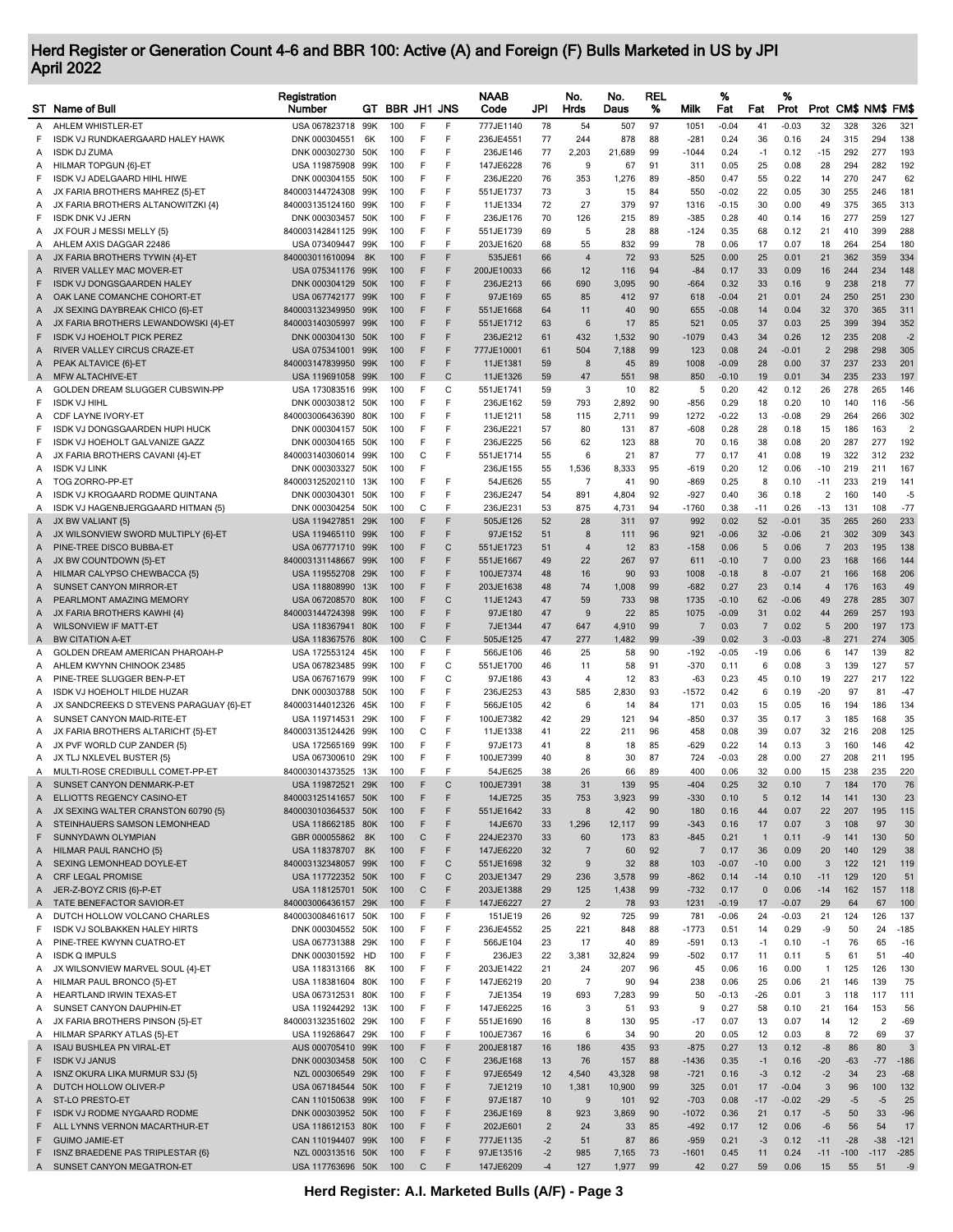# Herd Register or Generation Count 4-6 and BBR 100: Active (A) and Foreign (F) Bulls Marketed in US by JPI
## April 2022

| ST | Name of Bull | Registration Number | GT | BBR | JH1 | JNS | NAAB Code | JPI | No. Hrds | No. Daus | REL % | Milk | % Fat | Fat | % Prot | Prot | CM$ | NM$ | FM$ |
|---|---|---|---|---|---|---|---|---|---|---|---|---|---|---|---|---|---|---|---|
| A | AHLEM WHISTLER-ET | USA 067823718 | 99K | 100 | F | F | 777JE1140 | 78 | 54 | 507 | 97 | 1051 | -0.04 | 41 | -0.03 | 32 | 328 | 326 | 321 |
| F | ISDK VJ RUNDKAERGAARD HALEY HAWK | DNK 000304551 | 6K | 100 | F | F | 236JE4551 | 77 | 244 | 878 | 88 | -281 | 0.24 | 36 | 0.16 | 24 | 315 | 294 | 138 |
| A | ISDK DJ ZUMA | DNK 000302730 | 50K | 100 | F | F | 236JE146 | 77 | 2,203 | 21,689 | 99 | -1044 | 0.24 | -1 | 0.12 | -15 | 292 | 277 | 193 |
| A | HILMAR TOPGUN {6}-ET | USA 119875908 | 99K | 100 | F | F | 147JE6228 | 76 | 9 | 67 | 91 | 311 | 0.05 | 25 | 0.08 | 28 | 294 | 282 | 192 |
| F | ISDK VJ ADELGAARD HIHL HIWE | DNK 000304155 | 50K | 100 | F | F | 236JE220 | 76 | 353 | 1,276 | 89 | -850 | 0.47 | 55 | 0.22 | 14 | 270 | 247 | 62 |
| A | JX FARIA BROTHERS MAHREZ {5}-ET | 840003144724308 | 99K | 100 | F | F | 551JE1737 | 73 | 3 | 15 | 84 | 550 | -0.02 | 22 | 0.05 | 30 | 255 | 246 | 181 |
| A | JX FARIA BROTHERS ALTANOWITZKI {4} | 840003135124160 | 99K | 100 | F | F | 11JE1334 | 72 | 27 | 379 | 97 | 1316 | -0.15 | 30 | 0.00 | 49 | 375 | 365 | 313 |
| F | ISDK DNK VJ JERN | DNK 000303457 | 50K | 100 | F | F | 236JE176 | 70 | 126 | 215 | 89 | -385 | 0.28 | 40 | 0.14 | 16 | 277 | 259 | 127 |
| A | JX FOUR J MESSI MELLY {5} | 840003142841125 | 99K | 100 | F | F | 551JE1739 | 69 | 5 | 28 | 88 | -124 | 0.35 | 68 | 0.12 | 21 | 410 | 399 | 288 |
| A | AHLEM AXIS DAGGAR 22486 | USA 073409447 | 99K | 100 | F | F | 203JE1620 | 68 | 55 | 832 | 99 | 78 | 0.06 | 17 | 0.07 | 18 | 264 | 254 | 180 |
| A | JX FARIA BROTHERS TYWIN {4}-ET | 840003011610094 | 8K | 100 | F | F | 535JE61 | 66 | 4 | 72 | 93 | 525 | 0.00 | 25 | 0.01 | 21 | 362 | 359 | 334 |
| A | RIVER VALLEY MAC MOVER-ET | USA 075341176 | 99K | 100 | F | F | 200JE10033 | 66 | 12 | 116 | 94 | -84 | 0.17 | 33 | 0.09 | 16 | 244 | 234 | 148 |
| F | ISDK VJ DONGSGAARDEN HALEY | DNK 000304129 | 50K | 100 | F | F | 236JE213 | 66 | 690 | 3,095 | 90 | -664 | 0.32 | 33 | 0.16 | 9 | 238 | 218 | 77 |
| A | OAK LANE COMANCHE COHORT-ET | USA 067742177 | 99K | 100 | F | F | 97JE169 | 65 | 85 | 412 | 97 | 618 | -0.04 | 21 | 0.01 | 24 | 250 | 251 | 230 |
| A | JX SEXING DAYBREAK CHICO {6}-ET | 840003132349950 | 99K | 100 | F | F | 551JE1668 | 64 | 11 | 40 | 90 | 655 | -0.08 | 14 | 0.04 | 32 | 370 | 365 | 311 |
| A | JX FARIA BROTHERS LEWANDOWSKI {4}-ET | 840003140305997 | 99K | 100 | F | F | 551JE1712 | 63 | 6 | 17 | 85 | 521 | 0.05 | 37 | 0.03 | 25 | 399 | 394 | 352 |
| F | ISDK VJ HOEHOLT PICK PEREZ | DNK 000304130 | 50K | 100 | F | F | 236JE212 | 61 | 432 | 1,532 | 90 | -1079 | 0.43 | 34 | 0.26 | 12 | 235 | 208 | -2 |
| A | RIVER VALLEY CIRCUS CRAZE-ET | USA 075341001 | 99K | 100 | F | F | 777JE10001 | 61 | 504 | 7,188 | 99 | 123 | 0.08 | 24 | -0.01 | 2 | 298 | 298 | 305 |
| A | PEAK ALTAVICE {6}-ET | 840003147839950 | 99K | 100 | F | F | 11JE1381 | 59 | 8 | 45 | 89 | 1008 | -0.09 | 28 | 0.00 | 37 | 237 | 233 | 201 |
| A | MFW ALTACHIVE-ET | USA 119691058 | 99K | 100 | F | C | 11JE1326 | 59 | 47 | 551 | 98 | 850 | -0.10 | 19 | 0.01 | 34 | 235 | 233 | 197 |
| A | GOLDEN DREAM SLUGGER CUBSWIN-PP | USA 173083516 | 99K | 100 | F | C | 551JE1741 | 59 | 3 | 10 | 82 | 5 | 0.20 | 42 | 0.12 | 26 | 278 | 265 | 146 |
| F | ISDK VJ HIHL | DNK 000303812 | 50K | 100 | F | F | 236JE162 | 59 | 793 | 2,892 | 90 | -856 | 0.29 | 18 | 0.20 | 10 | 140 | 116 | -56 |
| A | CDF LAYNE IVORY-ET | 840003006436390 | 80K | 100 | F | F | 11JE1211 | 58 | 115 | 2,711 | 99 | 1272 | -0.22 | 13 | -0.08 | 29 | 264 | 266 | 302 |
| F | ISDK VJ DONGSGAARDEN HUPI HUCK | DNK 000304157 | 50K | 100 | F | F | 236JE221 | 57 | 80 | 131 | 87 | -608 | 0.28 | 28 | 0.18 | 15 | 186 | 163 | 2 |
| F | ISDK VJ HOEHOLT GALVANIZE GAZZ | DNK 000304165 | 50K | 100 | F | F | 236JE225 | 56 | 62 | 123 | 88 | 70 | 0.16 | 38 | 0.08 | 20 | 287 | 277 | 192 |
| A | JX FARIA BROTHERS CAVANI {4}-ET | 840003140306014 | 99K | 100 | C | F | 551JE1714 | 55 | 6 | 21 | 87 | 77 | 0.17 | 41 | 0.08 | 19 | 322 | 312 | 232 |
| A | ISDK VJ LINK | DNK 000303327 | 50K | 100 | F | | 236JE155 | 55 | 1,536 | 8,333 | 95 | -619 | 0.20 | 12 | 0.06 | -10 | 219 | 211 | 167 |
| A | TOG ZORRO-PP-ET | 840003125202110 | 13K | 100 | F | F | 54JE626 | 55 | 7 | 41 | 90 | -869 | 0.25 | 8 | 0.10 | -11 | 233 | 219 | 141 |
| A | ISDK VJ KROGAARD RODME QUINTANA | DNK 000304301 | 50K | 100 | F | F | 236JE247 | 54 | 891 | 4,804 | 92 | -927 | 0.40 | 36 | 0.18 | 2 | 160 | 140 | -5 |
| A | ISDK VJ HAGENBJERGGAARD HITMAN {5} | DNK 000304254 | 50K | 100 | C | F | 236JE231 | 53 | 875 | 4,731 | 94 | -1760 | 0.38 | -11 | 0.26 | -13 | 131 | 108 | -77 |
| A | JX BW VALIANT {5} | USA 119427851 | 29K | 100 | F | F | 505JE126 | 52 | 28 | 311 | 97 | 992 | 0.02 | 52 | -0.01 | 35 | 265 | 260 | 233 |
| A | JX WILSONVIEW SWORD MULTIPLY {6}-ET | USA 119465110 | 99K | 100 | F | F | 97JE152 | 51 | 8 | 111 | 96 | 921 | -0.06 | 32 | -0.06 | 21 | 302 | 309 | 343 |
| A | PINE-TREE DISCO BUBBA-ET | USA 067771710 | 99K | 100 | F | C | 551JE1723 | 51 | 4 | 12 | 83 | -158 | 0.06 | 5 | 0.06 | 7 | 203 | 195 | 138 |
| A | JX BW COUNTDOWN {5}-ET | 840003131148667 | 99K | 100 | F | F | 551JE1667 | 49 | 22 | 267 | 97 | 611 | -0.10 | 7 | 0.00 | 23 | 168 | 166 | 144 |
| A | HILMAR CALYPSO CHEWBACCA {5} | USA 119552708 | 29K | 100 | F | F | 100JE7374 | 48 | 16 | 90 | 93 | 1008 | -0.18 | 8 | -0.07 | 21 | 166 | 168 | 206 |
| A | SUNSET CANYON MIRROR-ET | USA 118808990 | 13K | 100 | F | F | 203JE1638 | 48 | 74 | 1,008 | 99 | -682 | 0.27 | 23 | 0.14 | 4 | 176 | 163 | 49 |
| A | PEARLMONT AMAZING MEMORY | USA 067208570 | 80K | 100 | F | C | 11JE1243 | 47 | 59 | 733 | 98 | 1735 | -0.10 | 62 | -0.06 | 49 | 278 | 285 | 307 |
| A | JX FARIA BROTHERS KAWHI {4} | 840003144724398 | 99K | 100 | F | F | 97JE180 | 47 | 9 | 22 | 85 | 1075 | -0.09 | 31 | 0.02 | 44 | 269 | 257 | 193 |
| A | WILSONVIEW IF MATT-ET | USA 118367941 | 80K | 100 | F | F | 7JE1344 | 47 | 647 | 4,910 | 99 | 7 | 0.03 | 7 | 0.02 | 5 | 200 | 197 | 173 |
| A | BW CITATION A-ET | USA 118367576 | 80K | 100 | C | F | 505JE125 | 47 | 277 | 1,482 | 99 | -39 | 0.02 | 3 | -0.03 | -8 | 271 | 274 | 305 |
| A | GOLDEN DREAM AMERICAN PHAROAH-P | USA 172553124 | 45K | 100 | F | F | 566JE106 | 46 | 25 | 58 | 90 | -192 | -0.05 | -19 | 0.06 | 6 | 147 | 139 | 82 |
| A | AHLEM KWYNN CHINOOK 23485 | USA 067823485 | 99K | 100 | F | C | 551JE1700 | 46 | 11 | 58 | 91 | -370 | 0.11 | 6 | 0.08 | 3 | 139 | 127 | 57 |
| A | PINE-TREE SLUGGER BEN-P-ET | USA 067671679 | 99K | 100 | F | C | 97JE186 | 43 | 4 | 12 | 83 | -63 | 0.23 | 45 | 0.10 | 19 | 227 | 217 | 122 |
| A | ISDK VJ HOEHOLT HILDE HUZAR | DNK 000303788 | 50K | 100 | F | F | 236JE253 | 43 | 585 | 2,830 | 93 | -1572 | 0.42 | 6 | 0.19 | -20 | 97 | 81 | -47 |
| A | JX SANDCREEKS D STEVENS PARAGUAY {6}-ET | 840003144012326 | 45K | 100 | F | F | 566JE105 | 42 | 6 | 14 | 84 | 171 | 0.03 | 15 | 0.05 | 16 | 194 | 186 | 134 |
| A | SUNSET CANYON MAID-RITE-ET | USA 119714531 | 29K | 100 | F | F | 100JE7382 | 42 | 29 | 121 | 94 | -850 | 0.37 | 35 | 0.17 | 3 | 185 | 168 | 35 |
| A | JX FARIA BROTHERS ALTARICHT {5}-ET | 840003135124426 | 99K | 100 | C | F | 11JE1338 | 41 | 22 | 211 | 96 | 458 | 0.08 | 39 | 0.07 | 32 | 216 | 208 | 125 |
| A | JX PVF WORLD CUP ZANDER {5} | USA 172565169 | 99K | 100 | F | F | 97JE173 | 41 | 8 | 18 | 85 | -629 | 0.22 | 14 | 0.13 | 3 | 160 | 146 | 42 |
| A | JX TLJ NXLEVEL BUSTER {5} | USA 067300610 | 29K | 100 | F | F | 100JE7399 | 40 | 8 | 30 | 87 | 724 | -0.03 | 28 | 0.00 | 27 | 208 | 211 | 195 |
| A | MULTI-ROSE CREDIBULL COMET-PP-ET | 840003014373525 | 13K | 100 | F | F | 54JE625 | 38 | 26 | 66 | 89 | 400 | 0.06 | 32 | 0.00 | 15 | 238 | 235 | 220 |
| A | SUNSET CANYON DENMARK-P-ET | USA 119872521 | 29K | 100 | F | C | 100JE7391 | 38 | 31 | 139 | 95 | -404 | 0.25 | 32 | 0.10 | 7 | 184 | 170 | 76 |
| A | ELLIOTTS REGENCY CASINO-ET | 840003125141657 | 50K | 100 | F | F | 14JE725 | 35 | 753 | 3,923 | 99 | -330 | 0.10 | 5 | 0.12 | 14 | 141 | 130 | 23 |
| A | JX SEXING WALTER CRANSTON 60790 {5} | 840003010364537 | 50K | 100 | F | F | 551JE1642 | 33 | 8 | 42 | 90 | 180 | 0.16 | 44 | 0.07 | 22 | 207 | 195 | 115 |
| A | STEINHAUERS SAMSON LEMONHEAD | USA 118662185 | 80K | 100 | F | F | 14JE670 | 33 | 1,296 | 12,117 | 99 | -343 | 0.16 | 17 | 0.07 | 3 | 108 | 97 | 30 |
| F | SUNNYDAWN OLYMPIAN | GBR 000055862 | 8K | 100 | C | F | 224JE2370 | 33 | 60 | 173 | 83 | -845 | 0.21 | 1 | 0.11 | -9 | 141 | 130 | 50 |
| A | HILMAR PAUL RANCHO {5} | USA 118378707 | 8K | 100 | F | F | 147JE6220 | 32 | 7 | 60 | 92 | 7 | 0.17 | 36 | 0.09 | 20 | 140 | 129 | 38 |
| A | SEXING LEMONHEAD DOYLE-ET | 840003132348057 | 99K | 100 | F | C | 551JE1698 | 32 | 9 | 32 | 88 | 103 | -0.07 | -10 | 0.00 | 3 | 122 | 121 | 119 |
| A | CRF LEGAL PROMISE | USA 117722352 | 50K | 100 | F | C | 203JE1347 | 29 | 236 | 3,578 | 99 | -862 | 0.14 | -14 | 0.10 | -11 | 129 | 120 | 51 |
| A | JER-Z-BOYZ CRIS {6}-P-ET | USA 118125701 | 50K | 100 | C | F | 203JE1388 | 29 | 125 | 1,438 | 99 | -732 | 0.17 | 0 | 0.06 | -14 | 162 | 157 | 118 |
| A | TATE BENEFACTOR SAVIOR-ET | 840003006436157 | 29K | 100 | F | F | 147JE6227 | 27 | 2 | 78 | 93 | 1231 | -0.19 | 17 | -0.07 | 29 | 64 | 67 | 100 |
| A | DUTCH HOLLOW VOLCANO CHARLES | 840003008461617 | 50K | 100 | F | F | 151JE19 | 26 | 92 | 725 | 99 | 781 | -0.06 | 24 | -0.03 | 21 | 124 | 126 | 137 |
| F | ISDK VJ SOLBAKKEN HALEY HIRTS | DNK 000304552 | 50K | 100 | F | F | 236JE4552 | 25 | 221 | 848 | 88 | -1773 | 0.51 | 14 | 0.29 | -9 | 50 | 24 | -185 |
| A | PINE-TREE KWYNN CUATRO-ET | USA 067731388 | 29K | 100 | F | F | 566JE104 | 23 | 17 | 40 | 89 | -591 | 0.13 | -1 | 0.10 | -1 | 76 | 65 | -16 |
| A | ISDK Q IMPULS | DNK 000301592 | HD | 100 | F | F | 236JE3 | 22 | 3,381 | 32,824 | 99 | -502 | 0.17 | 11 | 0.11 | 5 | 61 | 51 | -40 |
| A | JX WILSONVIEW MARVEL SOUL {4}-ET | USA 118313166 | 8K | 100 | F | F | 203JE1422 | 21 | 24 | 207 | 96 | 45 | 0.06 | 16 | 0.00 | 1 | 125 | 126 | 130 |
| A | HILMAR PAUL BRONCO {5}-ET | USA 118381604 | 80K | 100 | F | F | 147JE6219 | 20 | 7 | 90 | 94 | 238 | 0.06 | 25 | 0.06 | 21 | 146 | 139 | 75 |
| A | HEARTLAND IRWIN TEXAS-ET | USA 067312531 | 80K | 100 | F | F | 7JE1354 | 19 | 693 | 7,283 | 99 | 50 | -0.13 | -26 | 0.01 | 3 | 118 | 117 | 111 |
| A | SUNSET CANYON DAUPHIN-ET | USA 119244292 | 13K | 100 | F | F | 147JE6225 | 16 | 3 | 51 | 93 | 9 | 0.27 | 58 | 0.10 | 21 | 164 | 153 | 56 |
| A | JX FARIA BROTHERS PINSON {5}-ET | 840003132351602 | 29K | 100 | F | F | 551JE1690 | 16 | 8 | 130 | 95 | -17 | 0.07 | 13 | 0.07 | 14 | 12 | 2 | -69 |
| A | HILMAR SPARKY ATLAS {5}-ET | USA 119268647 | 29K | 100 | F | F | 100JE7367 | 16 | 6 | 34 | 90 | 20 | 0.05 | 12 | 0.03 | 8 | 72 | 69 | 37 |
| A | ISAU BUSHLEA PN VIRAL-ET | AUS 000705410 | 99K | 100 | F | F | 200JE8187 | 16 | 186 | 435 | 93 | -875 | 0.27 | 13 | 0.12 | -8 | 86 | 80 | 3 |
| F | ISDK VJ JANUS | DNK 000303458 | 50K | 100 | C | F | 236JE168 | 13 | 76 | 157 | 88 | -1436 | 0.35 | -1 | 0.16 | -20 | -63 | -77 | -186 |
| A | ISNZ OKURA LIKA MURMUR S3J {5} | NZL 000306549 | 29K | 100 | F | F | 97JE6549 | 12 | 4,540 | 43,328 | 98 | -721 | 0.16 | -3 | 0.12 | -2 | 34 | 23 | -68 |
| A | DUTCH HOLLOW OLIVER-P | USA 067184544 | 50K | 100 | F | F | 7JE1219 | 10 | 1,381 | 10,900 | 99 | 325 | 0.01 | 17 | -0.04 | 3 | 96 | 100 | 132 |
| A | ST-LO PRESTO-ET | CAN 110150638 | 99K | 100 | F | F | 97JE187 | 10 | 9 | 101 | 92 | -703 | 0.08 | -17 | -0.02 | -29 | -5 | -5 | 25 |
| F | ISDK VJ RODME NYGAARD RODME | DNK 000303952 | 50K | 100 | F | F | 236JE169 | 8 | 923 | 3,869 | 90 | -1072 | 0.36 | 21 | 0.17 | -5 | 50 | 33 | -96 |
| F | ALL LYNNS VERNON MACARTHUR-ET | USA 118612153 | 80K | 100 | F | F | 202JE601 | 2 | 24 | 33 | 85 | -492 | 0.17 | 12 | 0.06 | -6 | 56 | 54 | 17 |
| F | GUIMO JAMIE-ET | CAN 110194407 | 99K | 100 | F | F | 777JE1135 | -2 | 51 | 87 | 86 | -959 | 0.21 | -3 | 0.12 | -11 | -28 | -38 | -121 |
| F | ISNZ BRAEDENE PAS TRIPLESTAR {6} | NZL 000313516 | 50K | 100 | F | F | 97JE13516 | -2 | 985 | 7,165 | 73 | -1601 | 0.45 | 11 | 0.24 | -11 | -100 | -117 | -285 |
| A | SUNSET CANYON MEGATRON-ET | USA 117763696 | 50K | 100 | C | F | 147JE6209 | -4 | 127 | 1,977 | 99 | 42 | 0.27 | 59 | 0.06 | 15 | 55 | 51 | -9 |

Herd Register: A.I. Marketed Bulls (A/F) - Page 3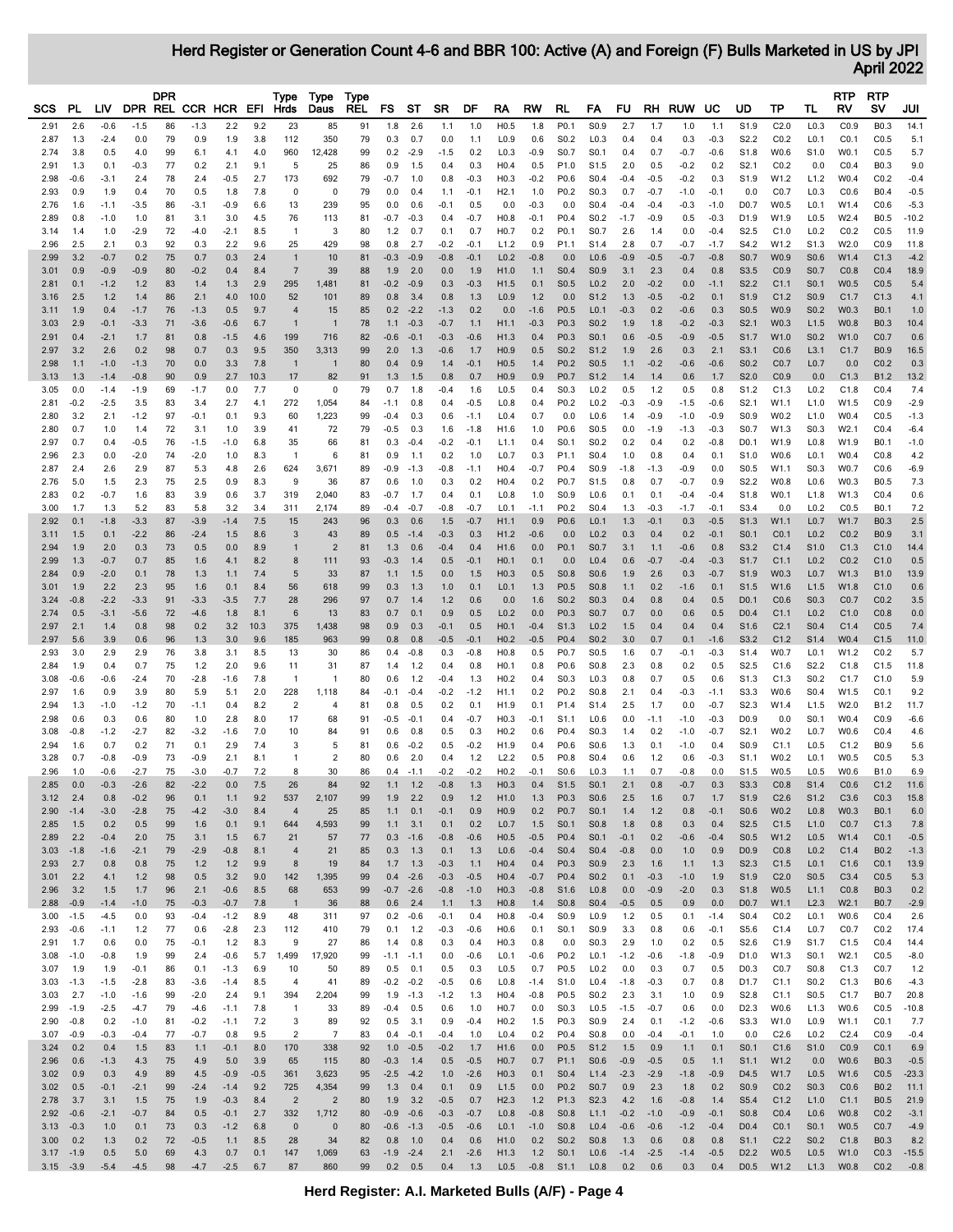# Herd Register or Generation Count 4-6 and BBR 100: Active (A) and Foreign (F) Bulls Marketed in US by JPI April 2022

| SCS | PL | LIV | DPR | DPR REL | CCR | HCR | EFI | Type Hrds | Type Daus | Type REL | FS | ST | SR | DF | RA | RW | RL | FA | FU | RH | RUW | UC | UD | TP | TL | RTP RV | RTP SV | JUI |
|---|---|---|---|---|---|---|---|---|---|---|---|---|---|---|---|---|---|---|---|---|---|---|---|---|---|---|---|---|
| 2.91 | 2.6 | -0.6 | -1.5 | 86 | -1.3 | 2.2 | 9.2 | 23 | 85 | 91 | 1.8 | 2.6 | 1.1 | 1.0 | H0.5 | 1.8 | P0.1 | S0.9 | 2.7 | 1.7 | 1.0 | 1.1 | S1.9 | C2.0 | L0.3 | C0.9 | B0.3 | 14.1 |
| 2.87 | 1.3 | -2.4 | 0.0 | 79 | 0.9 | 1.9 | 3.8 | 112 | 350 | 79 | 0.3 | 0.7 | 0.1 | 1.1 | L0.9 | 0.6 | S0.2 | L0.3 | 0.4 | 0.4 | 0.3 | -0.3 | S2.2 | C0.2 | L0.1 | C0.1 | C0.5 | 5.1 |
| 2.74 | 3.8 | 0.5 | 4.0 | 99 | 6.1 | 4.1 | 4.0 | 960 | 12,428 | 99 | 0.2 | -2.9 | -1.5 | 0.2 | L0.3 | -0.9 | S0.7 | S0.1 | 0.4 | 0.7 | -0.7 | -0.6 | S1.8 | W0.6 | S1.0 | W0.1 | C0.5 | 5.7 |
| 2.91 | 1.3 | 0.1 | -0.3 | 77 | 0.2 | 2.1 | 9.1 | 5 | 25 | 86 | 0.9 | 1.5 | 0.4 | 0.3 | H0.4 | 0.5 | P1.0 | S1.5 | 2.0 | 0.5 | -0.2 | 0.2 | S2.1 | C0.2 | 0.0 | C0.4 | B0.3 | 9.0 |
| 2.98 | -0.6 | -3.1 | 2.4 | 78 | 2.4 | -0.5 | 2.7 | 173 | 692 | 79 | -0.7 | 1.0 | 0.8 | -0.3 | H0.3 | -0.2 | P0.6 | S0.4 | -0.4 | -0.5 | -0.2 | 0.3 | S1.9 | W1.2 | L1.2 | W0.4 | C0.2 | -0.4 |
| 2.93 | 0.9 | 1.9 | 0.4 | 70 | 0.5 | 1.8 | 7.8 | 0 | 0 | 79 | 0.0 | 0.4 | 1.1 | -0.1 | H2.1 | 1.0 | P0.2 | S0.3 | 0.7 | -0.7 | -1.0 | -0.1 | 0.0 | C0.7 | L0.3 | C0.6 | B0.4 | -0.5 |
| 2.76 | 1.6 | -1.1 | -3.5 | 86 | -3.1 | -0.9 | 6.6 | 13 | 239 | 95 | 0.0 | 0.6 | -0.1 | 0.5 | 0.0 | -0.3 | 0.0 | S0.4 | -0.4 | -0.4 | -0.3 | -1.0 | D0.7 | W0.5 | L0.1 | W1.4 | C0.6 | -5.3 |
| 2.89 | 0.8 | -1.0 | 1.0 | 81 | 3.1 | 3.0 | 4.5 | 76 | 113 | 81 | -0.7 | -0.3 | 0.4 | -0.7 | H0.8 | -0.1 | P0.4 | S0.2 | -1.7 | -0.9 | 0.5 | -0.3 | D1.9 | W1.9 | L0.5 | W2.4 | B0.5 | -10.2 |
| 3.14 | 1.4 | 1.0 | -2.9 | 72 | -4.0 | -2.1 | 8.5 | 1 | 3 | 80 | 1.2 | 0.7 | 0.1 | 0.7 | H0.7 | 0.2 | P0.1 | S0.7 | 2.6 | 1.4 | 0.0 | -0.4 | S2.5 | C1.0 | L0.2 | C0.2 | C0.5 | 11.9 |
| 2.96 | 2.5 | 2.1 | 0.3 | 92 | 0.3 | 2.2 | 9.6 | 25 | 429 | 98 | 0.8 | 2.7 | -0.2 | -0.1 | L1.2 | 0.9 | P1.1 | S1.4 | 2.8 | 0.7 | -0.7 | -1.7 | S4.2 | W1.2 | S1.3 | W2.0 | C0.9 | 11.8 |
| 2.99 | 3.2 | -0.7 | 0.2 | 75 | 0.7 | 0.3 | 2.4 | 1 | 10 | 81 | -0.3 | -0.9 | -0.8 | -0.1 | L0.2 | -0.8 | 0.0 | L0.6 | -0.9 | -0.5 | -0.7 | -0.8 | S0.7 | W0.9 | S0.6 | W1.4 | C1.3 | -4.2 |
| 3.01 | 0.9 | -0.9 | -0.9 | 80 | -0.2 | 0.4 | 8.4 | 7 | 39 | 88 | 1.9 | 2.0 | 0.0 | 1.9 | H1.0 | 1.1 | S0.4 | S0.9 | 3.1 | 2.3 | 0.4 | 0.8 | S3.5 | C0.9 | S0.7 | C0.8 | C0.4 | 18.9 |
| 2.81 | 0.1 | -1.2 | 1.2 | 83 | 1.4 | 1.3 | 2.9 | 295 | 1,481 | 81 | -0.2 | -0.9 | 0.3 | -0.3 | H1.5 | 0.1 | S0.5 | L0.2 | 2.0 | -0.2 | 0.0 | -1.1 | S2.2 | C1.1 | S0.1 | W0.5 | C0.5 | 5.4 |
| 3.16 | 2.5 | 1.2 | 1.4 | 86 | 2.1 | 4.0 | 10.0 | 52 | 101 | 89 | 0.8 | 3.4 | 0.8 | 1.3 | L0.9 | 1.2 | 0.0 | S1.2 | 1.3 | -0.5 | -0.2 | 0.1 | S1.9 | C1.2 | S0.9 | C1.7 | C1.3 | 4.1 |
| 3.11 | 1.9 | 0.4 | -1.7 | 76 | -1.3 | 0.5 | 9.7 | 4 | 15 | 85 | 0.2 | -2.2 | -1.3 | 0.2 | 0.0 | -1.6 | P0.5 | L0.1 | -0.3 | 0.2 | -0.6 | 0.3 | S0.5 | W0.9 | S0.2 | W0.3 | B0.1 | 1.0 |
| 3.03 | 2.9 | -0.1 | -3.3 | 71 | -3.6 | -0.6 | 6.7 | 1 | 1 | 78 | 1.1 | -0.3 | -0.7 | 1.1 | H1.1 | -0.3 | P0.3 | S0.2 | 1.9 | 1.8 | -0.2 | -0.3 | S2.1 | W0.3 | L1.5 | W0.8 | B0.3 | 10.4 |
| 2.91 | 0.4 | -2.1 | 1.7 | 81 | 0.8 | -1.5 | 4.6 | 199 | 716 | 82 | -0.6 | -0.1 | -0.3 | -0.6 | H1.3 | 0.4 | P0.3 | S0.1 | 0.6 | -0.5 | -0.9 | -0.5 | S1.7 | W1.0 | S0.2 | W1.0 | C0.7 | 0.6 |
| 2.97 | 3.2 | 2.6 | 0.2 | 98 | 0.7 | 0.3 | 9.5 | 350 | 3,313 | 99 | 2.0 | 1.3 | -0.6 | 1.7 | H0.9 | 0.5 | S0.2 | S1.2 | 1.9 | 2.6 | 0.3 | 2.1 | S3.1 | C0.6 | L3.1 | C1.7 | B0.9 | 16.5 |
| 2.98 | 1.1 | -1.0 | -1.3 | 70 | 0.0 | 3.3 | 7.8 | 1 | 1 | 80 | 0.4 | 0.9 | 1.4 | -0.1 | H0.5 | 1.4 | P0.2 | S0.5 | 1.1 | -0.2 | -0.6 | -0.6 | S0.2 | C0.7 | L0.7 | 0.0 | C0.2 | 0.3 |
| 3.13 | 1.3 | -1.4 | -0.8 | 90 | 0.9 | 2.7 | 10.3 | 17 | 82 | 91 | 1.3 | 1.5 | 0.8 | 0.7 | H0.9 | 0.9 | P0.7 | S1.2 | 1.4 | 1.4 | 0.6 | 1.7 | S2.0 | C0.9 | 0.0 | C1.3 | B1.2 | 13.2 |
| 3.05 | 0.0 | -1.4 | -1.9 | 69 | -1.7 | 0.0 | 7.7 | 0 | 0 | 79 | 0.7 | 1.8 | -0.4 | 1.6 | L0.5 | 0.4 | S0.3 | L0.2 | 0.5 | 1.2 | 0.5 | 0.8 | S1.2 | C1.3 | L0.2 | C1.8 | C0.4 | 7.4 |
| 2.81 | -0.2 | -2.5 | 3.5 | 83 | 3.4 | 2.7 | 4.1 | 272 | 1,054 | 84 | -1.1 | 0.8 | 0.4 | -0.5 | L0.8 | 0.4 | P0.2 | L0.2 | -0.3 | -0.9 | -1.5 | -0.6 | S2.1 | W1.1 | L1.0 | W1.5 | C0.9 | -2.9 |
| 2.80 | 3.2 | 2.1 | -1.2 | 97 | -0.1 | 0.1 | 9.3 | 60 | 1,223 | 99 | -0.4 | 0.3 | 0.6 | -1.1 | L0.4 | 0.7 | 0.0 | L0.6 | 1.4 | -0.9 | -1.0 | -0.9 | S0.9 | W0.2 | L1.0 | W0.4 | C0.5 | -1.3 |
| 2.80 | 0.7 | 1.0 | 1.4 | 72 | 3.1 | 1.0 | 3.9 | 41 | 72 | 79 | -0.5 | 0.3 | 1.6 | -1.8 | H1.6 | 1.0 | P0.6 | S0.5 | 0.0 | -1.9 | -1.3 | -0.3 | S0.7 | W1.3 | S0.3 | W2.1 | C0.4 | -6.4 |
| 2.97 | 0.7 | 0.4 | -0.5 | 76 | -1.5 | -1.0 | 6.8 | 35 | 66 | 81 | 0.3 | -0.4 | -0.2 | -0.1 | L1.1 | 0.4 | S0.1 | S0.2 | 0.2 | 0.4 | 0.2 | -0.8 | D0.1 | W1.9 | L0.8 | W1.9 | B0.1 | -1.0 |
| 2.96 | 2.3 | 0.0 | -2.0 | 74 | -2.0 | 1.0 | 8.3 | 1 | 6 | 81 | 0.9 | 1.1 | 0.2 | 1.0 | L0.7 | 0.3 | P1.1 | S0.4 | 1.0 | 0.8 | 0.4 | 0.1 | S1.0 | W0.6 | L0.1 | W0.4 | C0.8 | 4.2 |
| 2.87 | 2.4 | 2.6 | 2.9 | 87 | 5.3 | 4.8 | 2.6 | 624 | 3,671 | 89 | -0.9 | -1.3 | -0.8 | -1.1 | H0.4 | -0.7 | P0.4 | S0.9 | -1.8 | -1.3 | -0.9 | 0.0 | S0.5 | W1.1 | S0.3 | W0.7 | C0.6 | -6.9 |
| 2.76 | 5.0 | 1.5 | 2.3 | 75 | 2.5 | 0.9 | 8.3 | 9 | 36 | 87 | 0.6 | 1.0 | 0.3 | 0.2 | H0.4 | 0.2 | P0.7 | S1.5 | 0.8 | 0.7 | -0.7 | 0.9 | S2.2 | W0.8 | L0.6 | W0.3 | B0.5 | 7.3 |
| 2.83 | 0.2 | -0.7 | 1.6 | 83 | 3.9 | 0.6 | 3.7 | 319 | 2,040 | 83 | -0.7 | 1.7 | 0.4 | 0.1 | L0.8 | 1.0 | S0.9 | L0.6 | 0.1 | 0.1 | -0.4 | -0.4 | S1.8 | W0.1 | L1.8 | W1.3 | C0.4 | 0.6 |
| 3.00 | 1.7 | 1.3 | 5.2 | 83 | 5.8 | 3.2 | 3.4 | 311 | 2,174 | 89 | -0.4 | -0.7 | -0.8 | -0.7 | L0.1 | -1.1 | P0.2 | S0.4 | 1.3 | -0.3 | -1.7 | -0.1 | S3.4 | 0.0 | L0.2 | C0.5 | B0.1 | 7.2 |
| 2.92 | 0.1 | -1.8 | -3.3 | 87 | -3.9 | -1.4 | 7.5 | 15 | 243 | 96 | 0.3 | 0.6 | 1.5 | -0.7 | H1.1 | 0.9 | P0.6 | L0.1 | 1.3 | -0.1 | 0.3 | -0.5 | S1.3 | W1.1 | L0.7 | W1.7 | B0.3 | 2.5 |
| 3.11 | 1.5 | 0.1 | -2.2 | 86 | -2.4 | 1.5 | 8.6 | 3 | 43 | 89 | 0.5 | -1.4 | -0.3 | 0.3 | H1.2 | -0.6 | 0.0 | L0.2 | 0.3 | 0.4 | 0.2 | -0.1 | S0.1 | C0.1 | L0.2 | C0.2 | B0.9 | 3.1 |
| 2.94 | 1.9 | 2.0 | 0.3 | 73 | 0.5 | 0.0 | 8.9 | 1 | 2 | 81 | 1.3 | 0.6 | -0.4 | 0.4 | H1.6 | 0.0 | P0.1 | S0.7 | 3.1 | 1.1 | -0.6 | 0.8 | S3.2 | C1.4 | S1.0 | C1.3 | C1.0 | 14.4 |
| 2.99 | 1.3 | -0.7 | 0.7 | 85 | 1.6 | 4.1 | 8.2 | 8 | 111 | 93 | -0.3 | 1.4 | 0.5 | -0.1 | H0.1 | 0.1 | 0.0 | L0.4 | 0.6 | -0.7 | -0.4 | -0.3 | S1.7 | C1.1 | L0.2 | C0.2 | C1.0 | 0.5 |
| 2.84 | 0.9 | -2.0 | 0.1 | 78 | 1.3 | 1.1 | 7.4 | 5 | 33 | 87 | 1.1 | 1.5 | 0.0 | 1.5 | H0.3 | 0.5 | S0.8 | S0.6 | 1.9 | 2.6 | 0.3 | -0.7 | S1.9 | W0.3 | L0.7 | W1.3 | B1.0 | 13.9 |
| 3.01 | 1.9 | 2.2 | 2.3 | 95 | 1.6 | 0.1 | 8.4 | 56 | 618 | 99 | 0.3 | 1.3 | 1.0 | 0.1 | L0.1 | 1.3 | P0.5 | S0.8 | 1.1 | 0.2 | -1.6 | 0.1 | S1.5 | W1.6 | L1.5 | W1.8 | C1.0 | 0.6 |
| 3.24 | -0.8 | -2.2 | -3.3 | 91 | -3.3 | -3.5 | 7.7 | 28 | 296 | 97 | 0.7 | 1.4 | 1.2 | 0.6 | 0.0 | 1.6 | S0.2 | S0.3 | 0.4 | 0.8 | 0.4 | 0.5 | D0.1 | C0.6 | S0.3 | C0.7 | C0.2 | 3.5 |
| 2.74 | 0.5 | -3.1 | -5.6 | 72 | -4.6 | 1.8 | 8.1 | 6 | 13 | 83 | 0.7 | 0.1 | 0.9 | 0.5 | L0.2 | 0.0 | P0.3 | S0.7 | 0.7 | 0.0 | 0.6 | 0.5 | D0.4 | C1.1 | L0.2 | C1.0 | C0.8 | 0.0 |
| 2.97 | 2.1 | 1.4 | 0.8 | 98 | 0.2 | 3.2 | 10.3 | 375 | 1,438 | 98 | 0.9 | 0.3 | -0.1 | 0.5 | H0.1 | -0.4 | S1.3 | L0.2 | 1.5 | 0.4 | 0.4 | 0.4 | S1.6 | C2.1 | S0.4 | C1.4 | C0.5 | 7.4 |
| 2.97 | 5.6 | 3.9 | 0.6 | 96 | 1.3 | 3.0 | 9.6 | 185 | 963 | 99 | 0.8 | 0.8 | -0.5 | -0.1 | H0.2 | -0.5 | P0.4 | S0.2 | 3.0 | 0.7 | 0.1 | -1.6 | S3.2 | C1.2 | S1.4 | W0.4 | C1.5 | 11.0 |
| 2.93 | 3.0 | 2.9 | 2.9 | 76 | 3.8 | 3.1 | 8.5 | 13 | 30 | 86 | 0.4 | -0.8 | 0.3 | -0.8 | H0.8 | 0.5 | P0.7 | S0.5 | 1.6 | 0.7 | -0.1 | -0.3 | S1.4 | W0.7 | L0.1 | W1.2 | C0.2 | 5.7 |
| 2.84 | 1.9 | 0.4 | 0.7 | 75 | 1.2 | 2.0 | 9.6 | 11 | 31 | 87 | 1.4 | 1.2 | 0.4 | 0.8 | H0.1 | 0.8 | P0.6 | S0.8 | 2.3 | 0.8 | 0.2 | 0.5 | S2.5 | C1.6 | S2.2 | C1.8 | C1.5 | 11.8 |
| 3.08 | -0.6 | -0.6 | -2.4 | 70 | -2.8 | -1.6 | 7.8 | 1 | 1 | 80 | 0.6 | 1.2 | -0.4 | 1.3 | H0.2 | 0.4 | S0.3 | L0.3 | 0.8 | 0.7 | 0.5 | 0.6 | S1.3 | C1.3 | S0.2 | C1.7 | C1.0 | 5.9 |
| 2.97 | 1.6 | 0.9 | 3.9 | 80 | 5.9 | 5.1 | 2.0 | 228 | 1,118 | 84 | -0.1 | -0.4 | -0.2 | -1.2 | H1.1 | 0.2 | P0.2 | S0.8 | 2.1 | 0.4 | -0.3 | -1.1 | S3.3 | W0.6 | S0.4 | W1.5 | C0.1 | 9.2 |
| 2.94 | 1.3 | -1.0 | -1.2 | 70 | -1.1 | 0.4 | 8.2 | 2 | 4 | 81 | 0.8 | 0.5 | 0.2 | 0.1 | H1.9 | 0.1 | P1.4 | S1.4 | 2.5 | 1.7 | 0.0 | -0.7 | S2.3 | W1.4 | L1.5 | W2.0 | B1.2 | 11.7 |
| 2.98 | 0.6 | 0.3 | 0.6 | 80 | 1.0 | 2.8 | 8.0 | 17 | 68 | 91 | -0.5 | -0.1 | 0.4 | -0.7 | H0.3 | -0.1 | S1.1 | L0.6 | 0.0 | -1.1 | -1.0 | -0.3 | D0.9 | 0.0 | S0.1 | W0.4 | C0.9 | -6.6 |
| 3.08 | -0.8 | -1.2 | -2.7 | 82 | -3.2 | -1.6 | 7.0 | 10 | 84 | 91 | 0.6 | 0.8 | 0.5 | 0.3 | H0.2 | 0.6 | P0.4 | S0.3 | 1.4 | 0.2 | -1.0 | -0.7 | S2.1 | W0.2 | L0.7 | W0.6 | C0.4 | 4.6 |
| 2.94 | 1.6 | 0.7 | 0.2 | 71 | 0.1 | 2.9 | 7.4 | 3 | 5 | 81 | 0.6 | -0.2 | 0.5 | -0.2 | H1.9 | 0.4 | P0.6 | S0.6 | 1.3 | 0.1 | -1.0 | 0.4 | S0.9 | C1.1 | L0.5 | C1.2 | B0.9 | 5.6 |
| 3.28 | 0.7 | -0.8 | -0.9 | 73 | -0.9 | 2.1 | 8.1 | 1 | 2 | 80 | 0.6 | 2.0 | 0.4 | 1.2 | L2.2 | 0.5 | P0.8 | S0.4 | 0.6 | 1.2 | 0.6 | -0.3 | S1.1 | W0.2 | L0.1 | W0.5 | C0.5 | 5.3 |
| 2.96 | 1.0 | -0.6 | -2.7 | 75 | -3.0 | -0.7 | 7.2 | 8 | 30 | 86 | 0.4 | -1.1 | -0.2 | -0.2 | H0.2 | -0.1 | S0.6 | L0.3 | 1.1 | 0.7 | -0.8 | 0.0 | S1.5 | W0.6 | L0.5 | W0.6 | B1.0 | 6.9 |
| 2.85 | 0.0 | -0.3 | -2.6 | 82 | -2.2 | 0.0 | 7.5 | 26 | 84 | 92 | 1.1 | 1.2 | -0.8 | 1.3 | H0.3 | 0.4 | S1.5 | S0.1 | 2.1 | 0.8 | -0.7 | 0.3 | S3.3 | C0.8 | S1.4 | C0.6 | C1.2 | 11.6 |
| 3.12 | 2.4 | 0.8 | -0.2 | 96 | 0.1 | 1.1 | 9.2 | 537 | 2,107 | 99 | 1.9 | 2.2 | 0.9 | 1.2 | H1.0 | 1.3 | P0.3 | S0.6 | 2.5 | 1.6 | 0.7 | 1.7 | S1.9 | C2.6 | S1.2 | C3.6 | C0.3 | 15.8 |
| 2.90 | -1.4 | -3.0 | -2.8 | 75 | -4.2 | -3.0 | 8.4 | 4 | 25 | 85 | 1.1 | 0.1 | -0.1 | 0.9 | H0.9 | 0.2 | P0.7 | S0.1 | 1.4 | 1.2 | 0.8 | -0.1 | S0.6 | W0.2 | L0.8 | W0.3 | B0.1 | 6.0 |
| 2.85 | 1.5 | 0.2 | 0.5 | 99 | 1.6 | 0.1 | 9.1 | 644 | 4,593 | 99 | 1.1 | 3.1 | 0.1 | 0.2 | L0.7 | 1.5 | S0.1 | S0.8 | 1.8 | 0.8 | 0.3 | 0.4 | S2.5 | C1.5 | L1.0 | C0.7 | C1.3 | 7.8 |
| 2.89 | 2.2 | -0.4 | 2.0 | 75 | 3.1 | 1.5 | 6.7 | 21 | 57 | 77 | 0.3 | -1.6 | -0.8 | -0.6 | H0.5 | -0.5 | P0.4 | S0.1 | -0.1 | 0.2 | -0.6 | -0.4 | S0.5 | W1.2 | L0.5 | W1.4 | C0.1 | -0.5 |
| 3.03 | -1.8 | -1.6 | -2.1 | 79 | -2.9 | -0.8 | 8.1 | 4 | 21 | 85 | 0.3 | 1.3 | 0.1 | 1.3 | L0.6 | -0.4 | S0.4 | S0.4 | -0.8 | 0.0 | 1.0 | 0.9 | D0.9 | C0.8 | L0.2 | C1.4 | B0.2 | -1.3 |
| 2.93 | 2.7 | 0.8 | 0.8 | 75 | 1.2 | 1.2 | 9.9 | 8 | 19 | 84 | 1.7 | 1.3 | -0.3 | 1.1 | H0.4 | 0.4 | P0.3 | S0.9 | 2.3 | 1.6 | 1.1 | 1.3 | S2.3 | C1.5 | L0.1 | C1.6 | C0.1 | 13.9 |
| 3.01 | 2.2 | 4.1 | 1.2 | 98 | 0.5 | 3.2 | 9.0 | 142 | 1,395 | 99 | 0.4 | -2.6 | -0.3 | -0.5 | H0.4 | -0.7 | P0.4 | S0.2 | 0.1 | -0.3 | -1.0 | 1.9 | S1.9 | C2.0 | S0.5 | C3.4 | C0.5 | 5.3 |
| 2.96 | 3.2 | 1.5 | 1.7 | 96 | 2.1 | -0.6 | 8.5 | 68 | 653 | 99 | -0.7 | -2.6 | -0.8 | -1.0 | H0.3 | -0.8 | S1.6 | L0.8 | 0.0 | -0.9 | -2.0 | 0.3 | S1.8 | W0.5 | L1.1 | C0.8 | B0.3 | 0.2 |
| 2.88 | -0.9 | -1.4 | -1.0 | 75 | -0.3 | -0.7 | 7.8 | 1 | 36 | 88 | 0.6 | 2.4 | 1.1 | 1.3 | H0.8 | 1.4 | S0.8 | S0.4 | -0.5 | 0.5 | 0.9 | 0.0 | D0.7 | W1.1 | L2.3 | W2.1 | B0.7 | -2.9 |
| 3.00 | -1.5 | -4.5 | 0.0 | 93 | -0.4 | -1.2 | 8.9 | 48 | 311 | 97 | 0.2 | -0.6 | -0.1 | 0.4 | H0.8 | -0.4 | S0.9 | L0.9 | 1.2 | 0.5 | 0.1 | -1.4 | S0.4 | C0.2 | L0.1 | W0.6 | C0.4 | 2.6 |
| 2.93 | -0.6 | -1.1 | 1.2 | 77 | 0.6 | -2.8 | 2.3 | 112 | 410 | 79 | 0.1 | 1.2 | -0.3 | -0.6 | H0.6 | 0.1 | S0.1 | S0.9 | 3.3 | 0.8 | 0.6 | -0.1 | S5.6 | C1.4 | L0.7 | C0.7 | C0.2 | 17.4 |
| 2.91 | 1.7 | 0.6 | 0.0 | 75 | -0.1 | 1.2 | 8.3 | 9 | 27 | 86 | 1.4 | 0.8 | 0.3 | 0.4 | H0.3 | 0.8 | 0.0 | S0.3 | 2.9 | 1.0 | 0.2 | 0.5 | S2.6 | C1.9 | S1.7 | C1.5 | C0.4 | 14.4 |
| 3.08 | -1.0 | -0.8 | 1.9 | 99 | 2.4 | -0.6 | 5.7 | 1,499 | 17,920 | 99 | -1.1 | -1.1 | 0.0 | -0.6 | L0.1 | -0.6 | P0.2 | L0.1 | -1.2 | -0.6 | -1.8 | -0.9 | D1.0 | W1.3 | S0.1 | W2.1 | C0.5 | -8.0 |
| 3.07 | 1.9 | 1.9 | -0.1 | 86 | 0.1 | -1.3 | 6.9 | 10 | 50 | 89 | 0.5 | 0.1 | 0.5 | 0.3 | L0.5 | 0.7 | P0.5 | L0.2 | 0.0 | 0.3 | 0.7 | 0.5 | D0.3 | C0.7 | S0.8 | C1.3 | C0.7 | 1.2 |
| 3.03 | -1.3 | -1.5 | -2.8 | 83 | -3.6 | -1.4 | 8.5 | 4 | 41 | 89 | -0.2 | -0.2 | -0.5 | 0.6 | L0.8 | -1.4 | S1.0 | L0.4 | -1.8 | -0.3 | 0.7 | 0.8 | D1.7 | C1.1 | S0.2 | C1.3 | B0.6 | -4.3 |
| 3.03 | 2.7 | -1.0 | -1.6 | 99 | -2.0 | 2.4 | 9.1 | 394 | 2,204 | 99 | 1.9 | -1.3 | -1.2 | 1.3 | H0.4 | -0.8 | P0.5 | S0.2 | 2.3 | 3.1 | 1.0 | 0.9 | S2.8 | C1.1 | S0.5 | C1.7 | B0.7 | 20.8 |
| 2.99 | -1.9 | -2.5 | -4.7 | 79 | -4.6 | -1.1 | 7.8 | 1 | 33 | 89 | -0.4 | 0.5 | 0.6 | 1.0 | H0.7 | 0.0 | S0.3 | L0.5 | -1.5 | -0.7 | 0.6 | 0.0 | D2.3 | W0.6 | L1.3 | W0.6 | C0.5 | -10.8 |
| 2.90 | -0.8 | 0.2 | -1.0 | 81 | -0.2 | -1.1 | 7.2 | 3 | 89 | 92 | 0.5 | 3.1 | 0.9 | -0.4 | H0.2 | 1.5 | P0.3 | S0.9 | 2.4 | 0.1 | -1.2 | -0.6 | S3.3 | W1.0 | L0.9 | W1.1 | C0.1 | 7.7 |
| 3.07 | -0.9 | -0.3 | -0.4 | 77 | -0.7 | 0.8 | 9.5 | 2 | 7 | 83 | 0.4 | -0.1 | -0.4 | 1.0 | L0.4 | 0.2 | P0.4 | S0.8 | 0.0 | -0.4 | -0.1 | 1.0 | 0.0 | C2.6 | L0.2 | C2.4 | C0.9 | -0.4 |
| 3.24 | 0.2 | 0.4 | 1.5 | 83 | 1.1 | -0.1 | 8.0 | 170 | 338 | 92 | 1.0 | -0.5 | -0.2 | 1.7 | H1.6 | 0.0 | P0.5 | S1.2 | 1.5 | 0.9 | 1.1 | 0.1 | S0.1 | C1.6 | S1.0 | C0.9 | C0.1 | 6.9 |
| 2.96 | 0.6 | -1.3 | 4.3 | 75 | 4.9 | 5.0 | 3.9 | 65 | 115 | 80 | -0.3 | 1.4 | 0.5 | -0.5 | H0.7 | 0.7 | P1.1 | S0.6 | -0.9 | -0.5 | 0.5 | 1.1 | S1.1 | W1.2 | 0.0 | W0.6 | B0.3 | -0.5 |
| 3.02 | 0.9 | 0.3 | 4.9 | 89 | 4.5 | -0.9 | -0.5 | 361 | 3,623 | 95 | -2.5 | -4.2 | 1.0 | -2.6 | H0.3 | 0.1 | S0.4 | L1.4 | -2.3 | -2.9 | -1.8 | -0.9 | D4.5 | W1.7 | L0.5 | W1.6 | C0.5 | -23.3 |
| 3.02 | 0.5 | -0.1 | -2.1 | 99 | -2.4 | -1.4 | 9.2 | 725 | 4,354 | 99 | 1.3 | 0.4 | 0.1 | 0.9 | L1.5 | 0.0 | P0.2 | S0.7 | 0.9 | 2.3 | 1.8 | 0.2 | S0.9 | C0.2 | S0.3 | C0.6 | B0.2 | 11.1 |
| 2.78 | 3.7 | 3.1 | 1.5 | 75 | 1.9 | -0.3 | 8.4 | 2 | 2 | 80 | 1.9 | 3.2 | -0.5 | 0.7 | H2.3 | 1.2 | P1.3 | S2.3 | 4.2 | 1.6 | -0.8 | 1.4 | S5.4 | C1.2 | L1.0 | C1.1 | B0.5 | 21.9 |
| 2.92 | -0.6 | -2.1 | -0.7 | 84 | 0.5 | -0.1 | 2.7 | 332 | 1,712 | 80 | -0.9 | -0.6 | -0.3 | -0.7 | L0.8 | -0.8 | S0.8 | L1.1 | -0.2 | -1.0 | -0.9 | -0.1 | S0.8 | C0.4 | L0.6 | W0.8 | C0.2 | -3.1 |
| 3.13 | -0.3 | 1.0 | 0.1 | 73 | 0.3 | -1.2 | 6.8 | 0 | 0 | 80 | -0.6 | -1.3 | -0.5 | -0.6 | L0.1 | -1.0 | S0.8 | L0.4 | -0.6 | -0.6 | -1.2 | -0.4 | D0.4 | C0.1 | S0.1 | W0.5 | C0.7 | -4.9 |
| 3.00 | 0.2 | 1.3 | 0.2 | 72 | -0.5 | 1.1 | 8.5 | 28 | 34 | 82 | 0.8 | 1.0 | 0.4 | 0.6 | H1.0 | 0.2 | S0.2 | S0.8 | 1.3 | 0.6 | 0.8 | 0.8 | S1.1 | C2.2 | S0.2 | C1.8 | B0.3 | 8.2 |
| 3.17 | -1.9 | 0.5 | 5.0 | 69 | 4.3 | 0.7 | 0.1 | 147 | 1,069 | 63 | -1.9 | -2.4 | 2.1 | -2.6 | H1.3 | 1.2 | S0.1 | L0.6 | -1.4 | -2.5 | -1.4 | -0.5 | D2.2 | W0.5 | L0.5 | W1.0 | C0.3 | -15.5 |
| 3.15 | -3.9 | -5.4 | -4.5 | 98 | -4.7 | -2.5 | 6.7 | 87 | 860 | 99 | 0.2 | 0.5 | 0.4 | 1.3 | L0.5 | -0.8 | S1.1 | L0.8 | 0.2 | 0.6 | 0.3 | 0.4 | D0.5 | W1.2 | L1.3 | W0.8 | C0.2 | -0.8 |

Herd Register: A.I. Marketed Bulls (A/F) - Page 4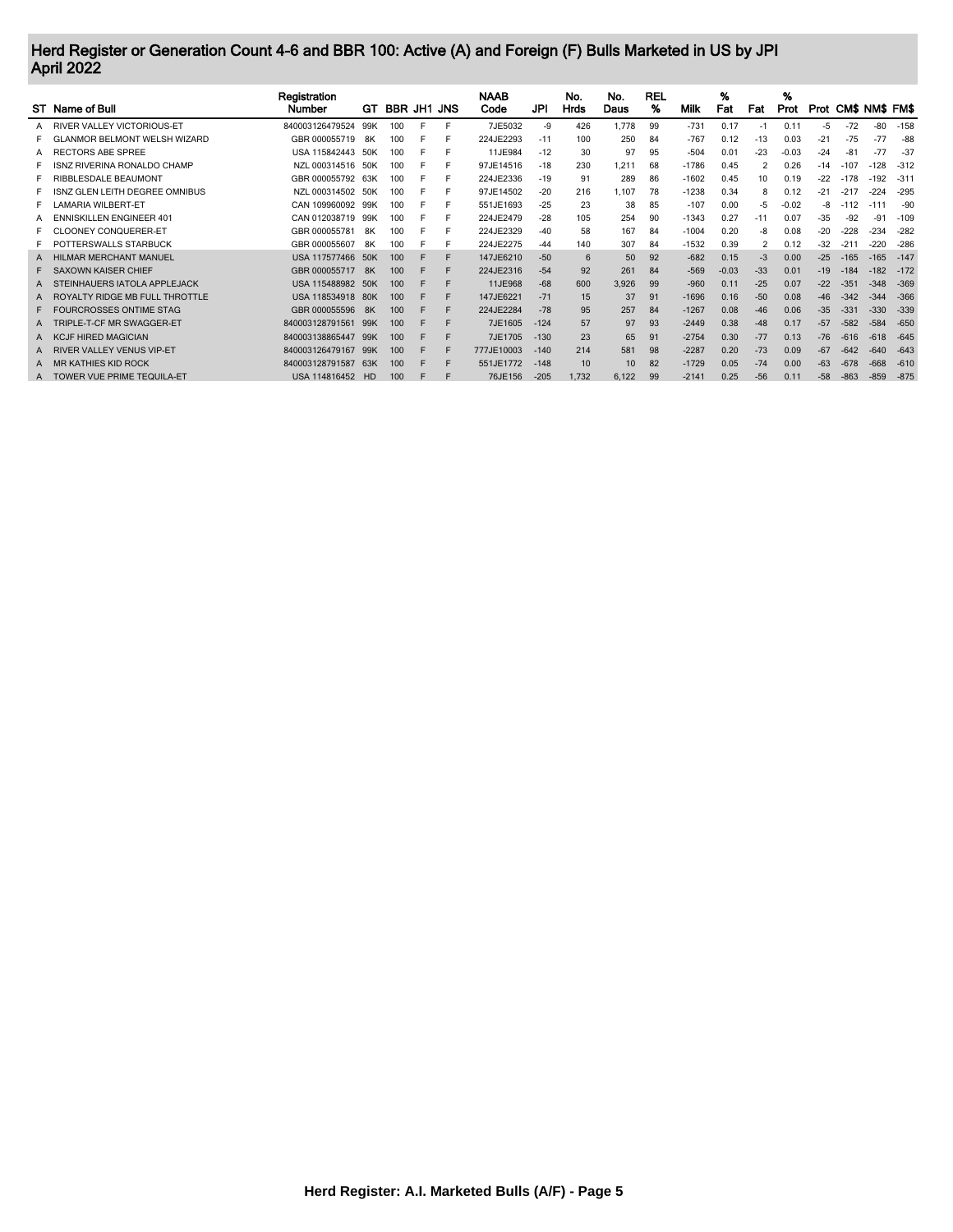# Herd Register or Generation Count 4-6 and BBR 100: Active (A) and Foreign (F) Bulls Marketed in US by JPI
## April 2022

| ST | Name of Bull | Registration Number | GT | BBR | JH1 | JNS | NAAB Code | JPI | No. Hrds | No. Daus | REL % | Milk | % Fat | Fat | % Prot | Prot | CM$ | NM$ | FM$ |
|---|---|---|---|---|---|---|---|---|---|---|---|---|---|---|---|---|---|---|---|
| A | RIVER VALLEY VICTORIOUS-ET | 840003126479524 | 99K | 100 | F | F | 7JE5032 | -9 | 426 | 1,778 | 99 | -731 | 0.17 | -1 | 0.11 | -5 | -72 | -80 | -158 |
| F | GLANMOR BELMONT WELSH WIZARD | GBR 000055719 | 8K | 100 | F | F | 224JE2293 | -11 | 100 | 250 | 84 | -767 | 0.12 | -13 | 0.03 | -21 | -75 | -77 | -88 |
| A | RECTORS ABE SPREE | USA 115842443 | 50K | 100 | F | F | 11JE984 | -12 | 30 | 97 | 95 | -504 | 0.01 | -23 | -0.03 | -24 | -81 | -77 | -37 |
| F | ISNZ RIVERINA RONALDO CHAMP | NZL 000314516 | 50K | 100 | F | F | 97JE14516 | -18 | 230 | 1,211 | 68 | -1786 | 0.45 | 2 | 0.26 | -14 | -107 | -128 | -312 |
| F | RIBBLESDALE BEAUMONT | GBR 000055792 | 63K | 100 | F | F | 224JE2336 | -19 | 91 | 289 | 86 | -1602 | 0.45 | 10 | 0.19 | -22 | -178 | -192 | -311 |
| F | ISNZ GLEN LEITH DEGREE OMNIBUS | NZL 000314502 | 50K | 100 | F | F | 97JE14502 | -20 | 216 | 1,107 | 78 | -1238 | 0.34 | 8 | 0.12 | -21 | -217 | -224 | -295 |
| F | LAMARIA WILBERT-ET | CAN 109960092 | 99K | 100 | F | F | 551JE1693 | -25 | 23 | 38 | 85 | -107 | 0.00 | -5 | -0.02 | -8 | -112 | -111 | -90 |
| A | ENNISKILLEN ENGINEER 401 | CAN 012038719 | 99K | 100 | F | F | 224JE2479 | -28 | 105 | 254 | 90 | -1343 | 0.27 | -11 | 0.07 | -35 | -92 | -91 | -109 |
| F | CLOONEY CONQUERER-ET | GBR 000055781 | 8K | 100 | F | F | 224JE2329 | -40 | 58 | 167 | 84 | -1004 | 0.20 | -8 | 0.08 | -20 | -228 | -234 | -282 |
| F | POTTERSWALLS STARBUCK | GBR 000055607 | 8K | 100 | F | F | 224JE2275 | -44 | 140 | 307 | 84 | -1532 | 0.39 | 2 | 0.12 | -32 | -211 | -220 | -286 |
| A | HILMAR MERCHANT MANUEL | USA 117577466 | 50K | 100 | F | F | 147JE6210 | -50 | 6 | 50 | 92 | -682 | 0.15 | -3 | 0.00 | -25 | -165 | -165 | -147 |
| F | SAXOWN KAISER CHIEF | GBR 000055717 | 8K | 100 | F | F | 224JE2316 | -54 | 92 | 261 | 84 | -569 | -0.03 | -33 | 0.01 | -19 | -184 | -182 | -172 |
| A | STEINHAUERS IATOLA APPLEJACK | USA 115488982 | 50K | 100 | F | F | 11JE968 | -68 | 600 | 3,926 | 99 | -960 | 0.11 | -25 | 0.07 | -22 | -351 | -348 | -369 |
| A | ROYALTY RIDGE MB FULL THROTTLE | USA 118534918 | 80K | 100 | F | F | 147JE6221 | -71 | 15 | 37 | 91 | -1696 | 0.16 | -50 | 0.08 | -46 | -342 | -344 | -366 |
| F | FOURCROSSES ONTIME STAG | GBR 000055596 | 8K | 100 | F | F | 224JE2284 | -78 | 95 | 257 | 84 | -1267 | 0.08 | -46 | 0.06 | -35 | -331 | -330 | -339 |
| A | TRIPLE-T-CF MR SWAGGER-ET | 840003128791561 | 99K | 100 | F | F | 7JE1605 | -124 | 57 | 97 | 93 | -2449 | 0.38 | -48 | 0.17 | -57 | -582 | -584 | -650 |
| A | KCJF HIRED MAGICIAN | 840003138865447 | 99K | 100 | F | F | 7JE1705 | -130 | 23 | 65 | 91 | -2754 | 0.30 | -77 | 0.13 | -76 | -616 | -618 | -645 |
| A | RIVER VALLEY VENUS VIP-ET | 840003126479167 | 99K | 100 | F | F | 777JE10003 | -140 | 214 | 581 | 98 | -2287 | 0.20 | -73 | 0.09 | -67 | -642 | -640 | -643 |
| A | MR KATHIES KID ROCK | 840003128791587 | 63K | 100 | F | F | 551JE1772 | -148 | 10 | 10 | 82 | -1729 | 0.05 | -74 | 0.00 | -63 | -678 | -668 | -610 |
| A | TOWER VUE PRIME TEQUILA-ET | USA 114816452 | HD | 100 | F | F | 76JE156 | -205 | 1,732 | 6,122 | 99 | -2141 | 0.25 | -56 | 0.11 | -58 | -863 | -859 | -875 |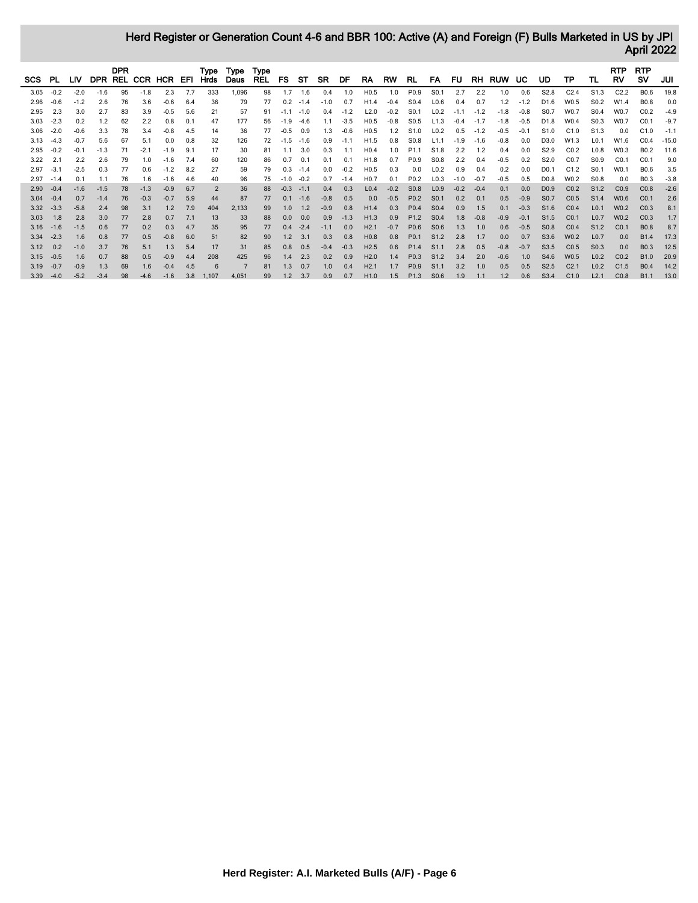# Herd Register or Generation Count 4-6 and BBR 100: Active (A) and Foreign (F) Bulls Marketed in US by JPI
## April 2022

| SCS | PL | LIV | DPR | DPR REL | CCR | HCR | EFI | Type Hrds | Type Daus | Type REL | FS | ST | SR | DF | RA | RW | RL | FA | FU | RH | RUW | UC | UD | TP | TL | RTP RV | RTP SV | JUI |
|---|---|---|---|---|---|---|---|---|---|---|---|---|---|---|---|---|---|---|---|---|---|---|---|---|---|---|---|---|
| 3.05 | -0.2 | -2.0 | -1.6 | 95 | -1.8 | 2.3 | 7.7 | 333 | 1,096 | 98 | 1.7 | 1.6 | 0.4 | 1.0 | H0.5 | 1.0 | P0.9 | S0.1 | 2.7 | 2.2 | 1.0 | 0.6 | S2.8 | C2.4 | S1.3 | C2.2 | B0.6 | 19.8 |
| 2.96 | -0.6 | -1.2 | 2.6 | 76 | 3.6 | -0.6 | 6.4 | 36 | 79 | 77 | 0.2 | -1.4 | -1.0 | 0.7 | H1.4 | -0.4 | S0.4 | L0.6 | 0.4 | 0.7 | 1.2 | -1.2 | D1.6 | W0.5 | S0.2 | W1.4 | B0.8 | 0.0 |
| 2.95 | 2.3 | 3.0 | 2.7 | 83 | 3.9 | -0.5 | 5.6 | 21 | 57 | 91 | -1.1 | -1.0 | 0.4 | -1.2 | L2.0 | -0.2 | S0.1 | L0.2 | -1.1 | -1.2 | -1.8 | -0.8 | S0.7 | W0.7 | S0.4 | W0.7 | C0.2 | -4.9 |
| 3.03 | -2.3 | 0.2 | 1.2 | 62 | 2.2 | 0.8 | 0.1 | 47 | 177 | 56 | -1.9 | -4.6 | 1.1 | -3.5 | H0.5 | -0.8 | S0.5 | L1.3 | -0.4 | -1.7 | -1.8 | -0.5 | D1.8 | W0.4 | S0.3 | W0.7 | C0.1 | -9.7 |
| 3.06 | -2.0 | -0.6 | 3.3 | 78 | 3.4 | -0.8 | 4.5 | 14 | 36 | 77 | -0.5 | 0.9 | 1.3 | -0.6 | H0.5 | 1.2 | S1.0 | L0.2 | 0.5 | -1.2 | -0.5 | -0.1 | S1.0 | C1.0 | S1.3 | 0.0 | C1.0 | -1.1 |
| 3.13 | -4.3 | -0.7 | 5.6 | 67 | 5.1 | 0.0 | 0.8 | 32 | 126 | 72 | -1.5 | -1.6 | 0.9 | -1.1 | H1.5 | 0.8 | S0.8 | L1.1 | -1.9 | -1.6 | -0.8 | 0.0 | D3.0 | W1.3 | L0.1 | W1.6 | C0.4 | -15.0 |
| 2.95 | -0.2 | -0.1 | -1.3 | 71 | -2.1 | -1.9 | 9.1 | 17 | 30 | 81 | 1.1 | 3.0 | 0.3 | 1.1 | H0.4 | 1.0 | P1.1 | S1.8 | 2.2 | 1.2 | 0.4 | 0.0 | S2.9 | C0.2 | L0.8 | W0.3 | B0.2 | 11.6 |
| 3.22 | 2.1 | 2.2 | 2.6 | 79 | 1.0 | -1.6 | 7.4 | 60 | 120 | 86 | 0.7 | 0.1 | 0.1 | 0.1 | H1.8 | 0.7 | P0.9 | S0.8 | 2.2 | 0.4 | -0.5 | 0.2 | S2.0 | C0.7 | S0.9 | C0.1 | C0.1 | 9.0 |
| 2.97 | -3.1 | -2.5 | 0.3 | 77 | 0.6 | -1.2 | 8.2 | 27 | 59 | 79 | 0.3 | -1.4 | 0.0 | -0.2 | H0.5 | 0.3 | 0.0 | L0.2 | 0.9 | 0.4 | 0.2 | 0.0 | D0.1 | C1.2 | S0.1 | W0.1 | B0.6 | 3.5 |
| 2.97 | -1.4 | 0.1 | 1.1 | 76 | 1.6 | -1.6 | 4.6 | 40 | 96 | 75 | -1.0 | -0.2 | 0.7 | -1.4 | H0.7 | 0.1 | P0.2 | L0.3 | -1.0 | -0.7 | -0.5 | 0.5 | D0.8 | W0.2 | S0.8 | 0.0 | B0.3 | -3.8 |
| 2.90 | -0.4 | -1.6 | -1.5 | 78 | -1.3 | -0.9 | 6.7 | 2 | 36 | 88 | -0.3 | -1.1 | 0.4 | 0.3 | L0.4 | -0.2 | S0.8 | L0.9 | -0.2 | -0.4 | 0.1 | 0.0 | D0.9 | C0.2 | S1.2 | C0.9 | C0.8 | -2.6 |
| 3.04 | -0.4 | 0.7 | -1.4 | 76 | -0.3 | -0.7 | 5.9 | 44 | 87 | 77 | 0.1 | -1.6 | -0.8 | 0.5 | 0.0 | -0.5 | P0.2 | S0.1 | 0.2 | 0.1 | 0.5 | -0.9 | S0.7 | C0.5 | S1.4 | W0.6 | C0.1 | 2.6 |
| 3.32 | -3.3 | -5.8 | 2.4 | 98 | 3.1 | 1.2 | 7.9 | 404 | 2,133 | 99 | 1.0 | 1.2 | -0.9 | 0.8 | H1.4 | 0.3 | P0.4 | S0.4 | 0.9 | 1.5 | 0.1 | -0.3 | S1.6 | C0.4 | L0.1 | W0.2 | C0.3 | 8.1 |
| 3.03 | 1.8 | 2.8 | 3.0 | 77 | 2.8 | 0.7 | 7.1 | 13 | 33 | 88 | 0.0 | 0.0 | 0.9 | -1.3 | H1.3 | 0.9 | P1.2 | S0.4 | 1.8 | -0.8 | -0.9 | -0.1 | S1.5 | C0.1 | L0.7 | W0.2 | C0.3 | 1.7 |
| 3.16 | -1.6 | -1.5 | 0.6 | 77 | 0.2 | 0.3 | 4.7 | 35 | 95 | 77 | 0.4 | -2.4 | -1.1 | 0.0 | H2.1 | -0.7 | P0.6 | S0.6 | 1.3 | 1.0 | 0.6 | -0.5 | S0.8 | C0.4 | S1.2 | C0.1 | B0.8 | 8.7 |
| 3.34 | -2.3 | 1.6 | 0.8 | 77 | 0.5 | -0.8 | 6.0 | 51 | 82 | 90 | 1.2 | 3.1 | 0.3 | 0.8 | H0.8 | 0.8 | P0.1 | S1.2 | 2.8 | 1.7 | 0.0 | 0.7 | S3.6 | W0.2 | L0.7 | 0.0 | B1.4 | 17.3 |
| 3.12 | 0.2 | -1.0 | 3.7 | 76 | 5.1 | 1.3 | 5.4 | 17 | 31 | 85 | 0.8 | 0.5 | -0.4 | -0.3 | H2.5 | 0.6 | P1.4 | S1.1 | 2.8 | 0.5 | -0.8 | -0.7 | S3.5 | C0.5 | S0.3 | 0.0 | B0.3 | 12.5 |
| 3.15 | -0.5 | 1.6 | 0.7 | 88 | 0.5 | -0.9 | 4.4 | 208 | 425 | 96 | 1.4 | 2.3 | 0.2 | 0.9 | H2.0 | 1.4 | P0.3 | S1.2 | 3.4 | 2.0 | -0.6 | 1.0 | S4.6 | W0.5 | L0.2 | C0.2 | B1.0 | 20.9 |
| 3.19 | -0.7 | -0.9 | 1.3 | 69 | 1.6 | -0.4 | 4.5 | 6 | 7 | 81 | 1.3 | 0.7 | 1.0 | 0.4 | H2.1 | 1.7 | P0.9 | S1.1 | 3.2 | 1.0 | 0.5 | 0.5 | S2.5 | C2.1 | L0.2 | C1.5 | B0.4 | 14.2 |
| 3.39 | -4.0 | -5.2 | -3.4 | 98 | -4.6 | -1.6 | 3.8 | 1,107 | 4,051 | 99 | 1.2 | 3.7 | 0.9 | 0.7 | H1.0 | 1.5 | P1.3 | S0.6 | 1.9 | 1.1 | 1.2 | 0.6 | S3.4 | C1.0 | L2.1 | C0.8 | B1.1 | 13.0 |

Herd Register: A.I. Marketed Bulls (A/F) - Page 6